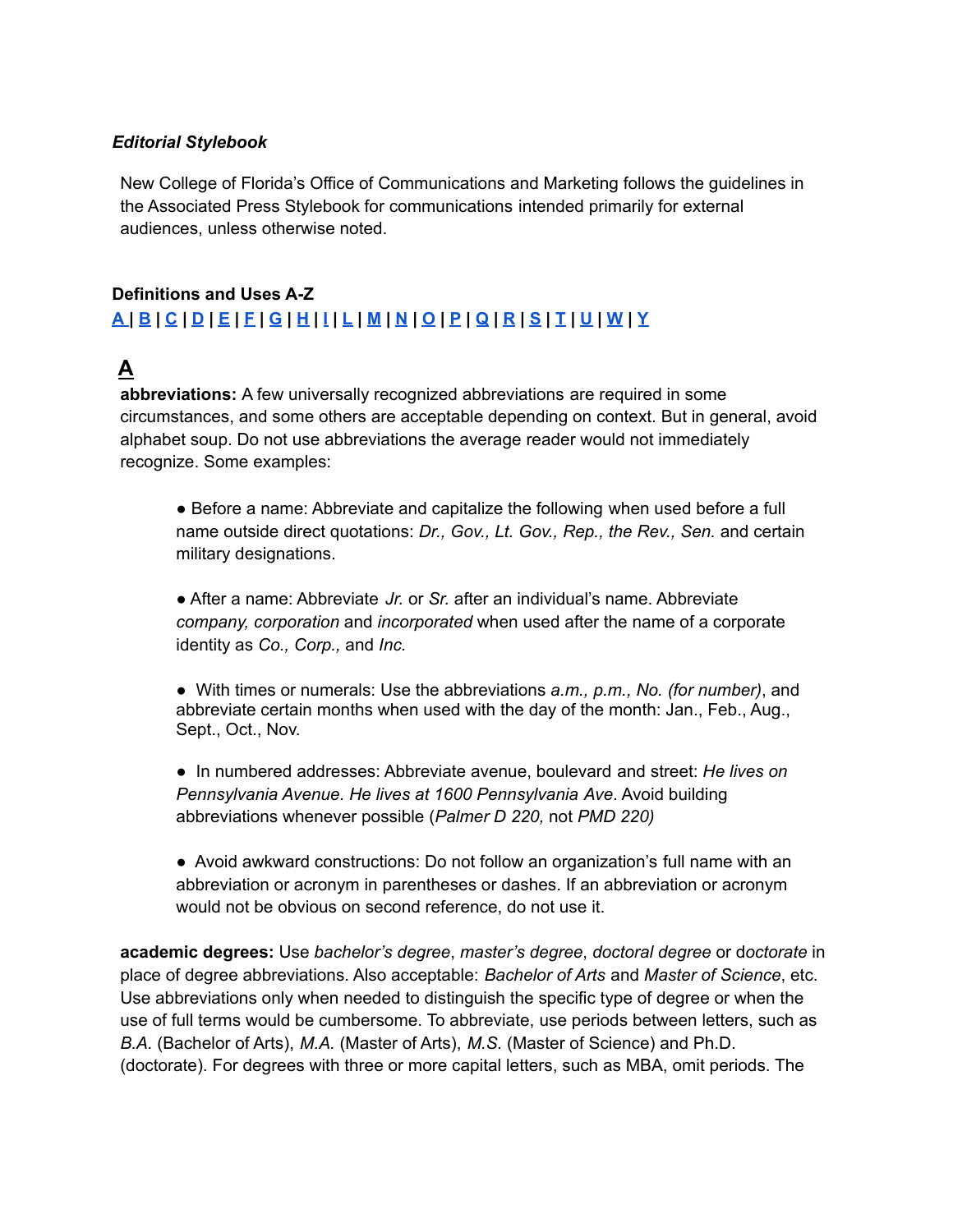***Editorial Stylebook***

New College of Florida's Office of Communications and Marketing follows the guidelines in the Associated Press Stylebook for communications intended primarily for external audiences, unless otherwise noted.

**Definitions and Uses A-Z**

**A | B | C | D | E | F | G | H | I | L | M | N | O | P | Q | R | S | T | U | W | Y**

## A

**abbreviations:** A few universally recognized abbreviations are required in some circumstances, and some others are acceptable depending on context. But in general, avoid alphabet soup. Do not use abbreviations the average reader would not immediately recognize. Some examples:

- Before a name: Abbreviate and capitalize the following when used before a full name outside direct quotations: *Dr., Gov., Lt. Gov., Rep., the Rev., Sen.* and certain military designations.

- After a name: Abbreviate *Jr.* or *Sr.* after an individual's name. Abbreviate *company, corporation* and *incorporated* when used after the name of a corporate identity as *Co., Corp.,* and *Inc.*

- With times or numerals: Use the abbreviations *a.m., p.m., No. (for number)*, and abbreviate certain months when used with the day of the month: Jan., Feb., Aug., Sept., Oct., Nov.

- In numbered addresses: Abbreviate avenue, boulevard and street: *He lives on Pennsylvania Avenue. He lives at 1600 Pennsylvania Ave*. Avoid building abbreviations whenever possible (*Palmer D 220,* not *PMD 220)*

- Avoid awkward constructions: Do not follow an organization's full name with an abbreviation or acronym in parentheses or dashes. If an abbreviation or acronym would not be obvious on second reference, do not use it.

**academic degrees:** Use *bachelor's degree*, *master's degree*, *doctoral degree* or d*octorate* in place of degree abbreviations. Also acceptable: *Bachelor of Arts* and *Master of Science*, etc. Use abbreviations only when needed to distinguish the specific type of degree or when the use of full terms would be cumbersome. To abbreviate, use periods between letters, such as *B.A.* (Bachelor of Arts), *M.A.* (Master of Arts), *M.S.* (Master of Science) and Ph.D. (doctorate). For degrees with three or more capital letters, such as MBA, omit periods. The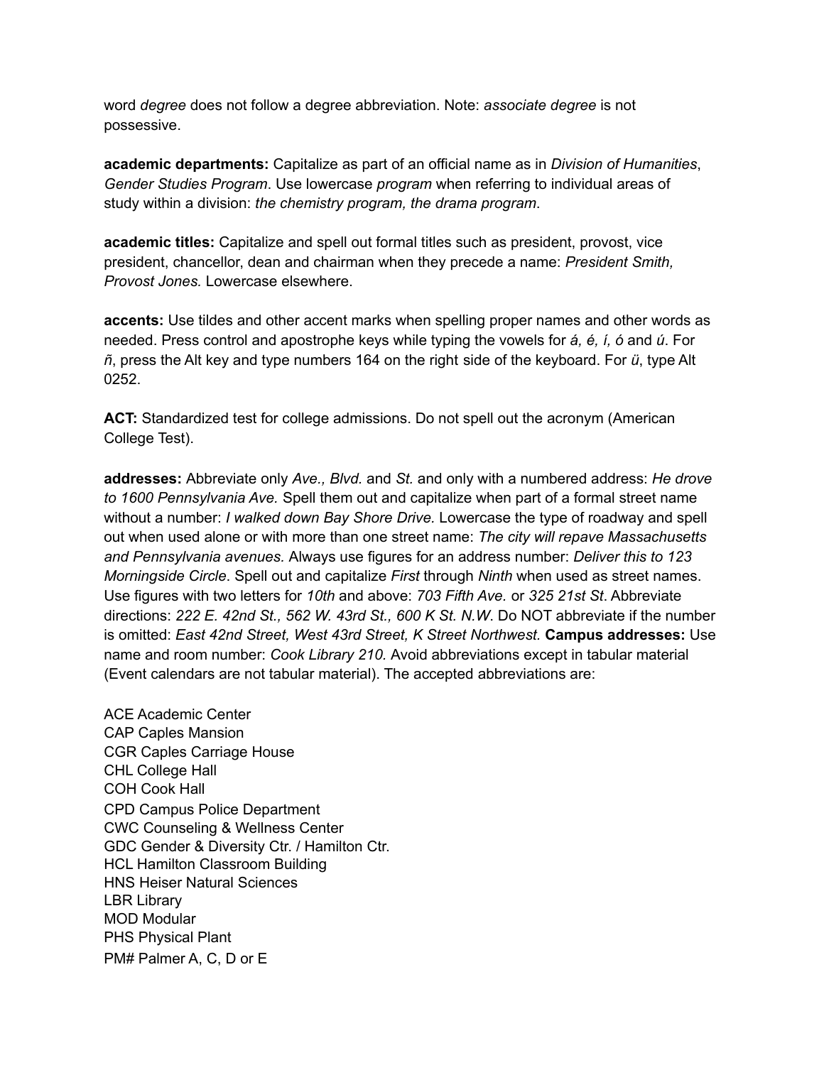word *degree* does not follow a degree abbreviation. Note: *associate degree* is not possessive.

**academic departments:** Capitalize as part of an official name as in *Division of Humanities*, *Gender Studies Program*. Use lowercase *program* when referring to individual areas of study within a division: *the chemistry program, the drama program*.

**academic titles:** Capitalize and spell out formal titles such as president, provost, vice president, chancellor, dean and chairman when they precede a name: *President Smith, Provost Jones.* Lowercase elsewhere.

**accents:** Use tildes and other accent marks when spelling proper names and other words as needed. Press control and apostrophe keys while typing the vowels for *á, é, í, ó* and *ú*. For *ñ*, press the Alt key and type numbers 164 on the right side of the keyboard. For *ü*, type Alt 0252.

**ACT:** Standardized test for college admissions. Do not spell out the acronym (American College Test).

**addresses:** Abbreviate only *Ave., Blvd.* and *St.* and only with a numbered address: *He drove to 1600 Pennsylvania Ave.* Spell them out and capitalize when part of a formal street name without a number: *I walked down Bay Shore Drive.* Lowercase the type of roadway and spell out when used alone or with more than one street name: *The city will repave Massachusetts and Pennsylvania avenues.* Always use figures for an address number: *Deliver this to 123 Morningside Circle*. Spell out and capitalize *First* through *Ninth* when used as street names. Use figures with two letters for *10th* and above: *703 Fifth Ave.* or *325 21st St*. Abbreviate directions: *222 E. 42nd St., 562 W. 43rd St., 600 K St. N.W*. Do NOT abbreviate if the number is omitted: *East 42nd Street, West 43rd Street, K Street Northwest.* **Campus addresses:** Use name and room number: *Cook Library 210*. Avoid abbreviations except in tabular material (Event calendars are not tabular material). The accepted abbreviations are:

ACE Academic Center
CAP Caples Mansion
CGR Caples Carriage House
CHL College Hall
COH Cook Hall
CPD Campus Police Department
CWC Counseling & Wellness Center
GDC Gender & Diversity Ctr. / Hamilton Ctr.
HCL Hamilton Classroom Building
HNS Heiser Natural Sciences
LBR Library
MOD Modular
PHS Physical Plant
PM# Palmer A, C, D or E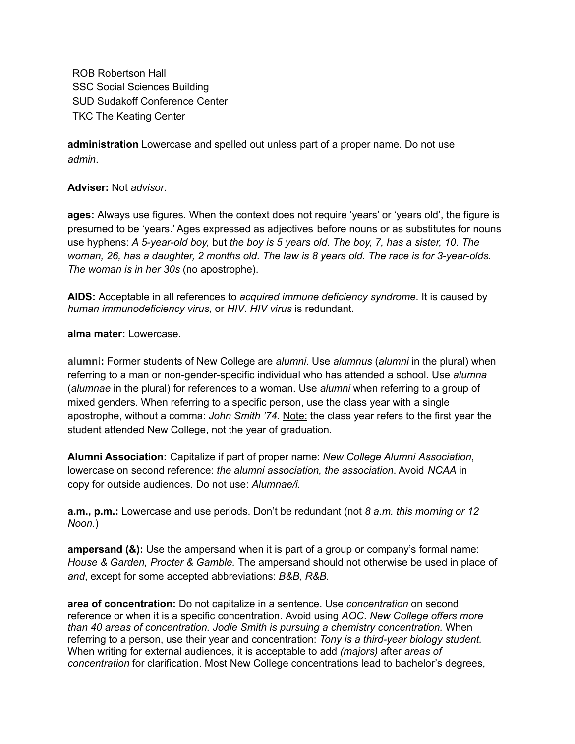ROB Robertson Hall
SSC Social Sciences Building
SUD Sudakoff Conference Center
TKC The Keating Center

**administration** Lowercase and spelled out unless part of a proper name. Do not use *admin*.

**Adviser:** Not *advisor*.

**ages:** Always use figures. When the context does not require 'years' or 'years old', the figure is presumed to be 'years.' Ages expressed as adjectives before nouns or as substitutes for nouns use hyphens: *A 5-year-old boy,* but *the boy is 5 years old. The boy, 7, has a sister, 10. The woman, 26, has a daughter, 2 months old. The law is 8 years old. The race is for 3-year-olds. The woman is in her 30s* (no apostrophe).

**AIDS:** Acceptable in all references to *acquired immune deficiency syndrome*. It is caused by *human immunodeficiency virus,* or *HIV*. *HIV virus* is redundant.

**alma mater:** Lowercase.

**alumni:** Former students of New College are *alumni*. Use *alumnus* (*alumni* in the plural) when referring to a man or non-gender-specific individual who has attended a school. Use *alumna* (*alumnae* in the plural) for references to a woman. Use *alumni* when referring to a group of mixed genders. When referring to a specific person, use the class year with a single apostrophe, without a comma: *John Smith '74.* Note: the class year refers to the first year the student attended New College, not the year of graduation.

**Alumni Association:** Capitalize if part of proper name: *New College Alumni Association*, lowercase on second reference: *the alumni association, the association*. Avoid *NCAA* in copy for outside audiences. Do not use: *Alumnae/i.*

**a.m., p.m.:** Lowercase and use periods. Don't be redundant (not *8 a.m. this morning or 12 Noon.*)

**ampersand (&):** Use the ampersand when it is part of a group or company's formal name: *House & Garden, Procter & Gamble.* The ampersand should not otherwise be used in place of *and*, except for some accepted abbreviations: *B&B, R&B.*

**area of concentration:** Do not capitalize in a sentence. Use *concentration* on second reference or when it is a specific concentration. Avoid using *AOC*. *New College offers more than 40 areas of concentration. Jodie Smith is pursuing a chemistry concentration.* When referring to a person, use their year and concentration: *Tony is a third-year biology student.* When writing for external audiences, it is acceptable to add *(majors)* after *areas of concentration* for clarification. Most New College concentrations lead to bachelor's degrees,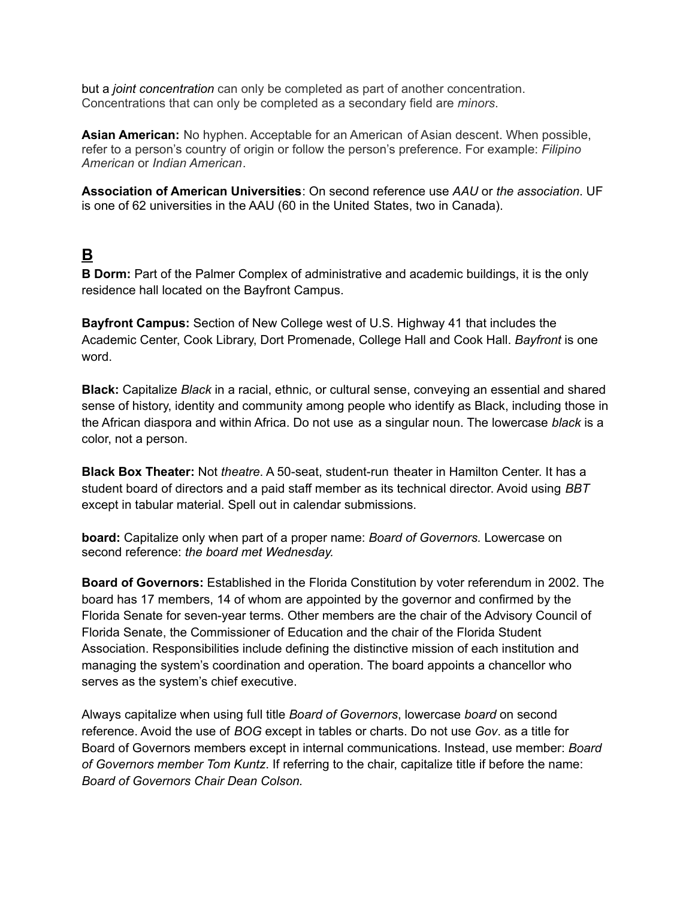but a *joint concentration* can only be completed as part of another concentration. Concentrations that can only be completed as a secondary field are *minors*.

**Asian American:** No hyphen. Acceptable for an American of Asian descent. When possible, refer to a person's country of origin or follow the person's preference. For example: *Filipino American* or *Indian American*.

**Association of American Universities**: On second reference use *AAU* or *the association*. UF is one of 62 universities in the AAU (60 in the United States, two in Canada).

## B

**B Dorm:** Part of the Palmer Complex of administrative and academic buildings, it is the only residence hall located on the Bayfront Campus.

**Bayfront Campus:** Section of New College west of U.S. Highway 41 that includes the Academic Center, Cook Library, Dort Promenade, College Hall and Cook Hall. *Bayfront* is one word.

**Black:** Capitalize *Black* in a racial, ethnic, or cultural sense, conveying an essential and shared sense of history, identity and community among people who identify as Black, including those in the African diaspora and within Africa. Do not use as a singular noun. The lowercase *black* is a color, not a person.

**Black Box Theater:** Not *theatre*. A 50-seat, student-run theater in Hamilton Center. It has a student board of directors and a paid staff member as its technical director. Avoid using *BBT* except in tabular material. Spell out in calendar submissions.

**board:** Capitalize only when part of a proper name: *Board of Governors.* Lowercase on second reference: *the board met Wednesday.*

**Board of Governors:** Established in the Florida Constitution by voter referendum in 2002. The board has 17 members, 14 of whom are appointed by the governor and confirmed by the Florida Senate for seven-year terms. Other members are the chair of the Advisory Council of Florida Senate, the Commissioner of Education and the chair of the Florida Student Association. Responsibilities include defining the distinctive mission of each institution and managing the system's coordination and operation. The board appoints a chancellor who serves as the system's chief executive.

Always capitalize when using full title *Board of Governors*, lowercase *board* on second reference. Avoid the use of *BOG* except in tables or charts. Do not use *Gov*. as a title for Board of Governors members except in internal communications. Instead, use member: *Board of Governors member Tom Kuntz*. If referring to the chair, capitalize title if before the name: *Board of Governors Chair Dean Colson.*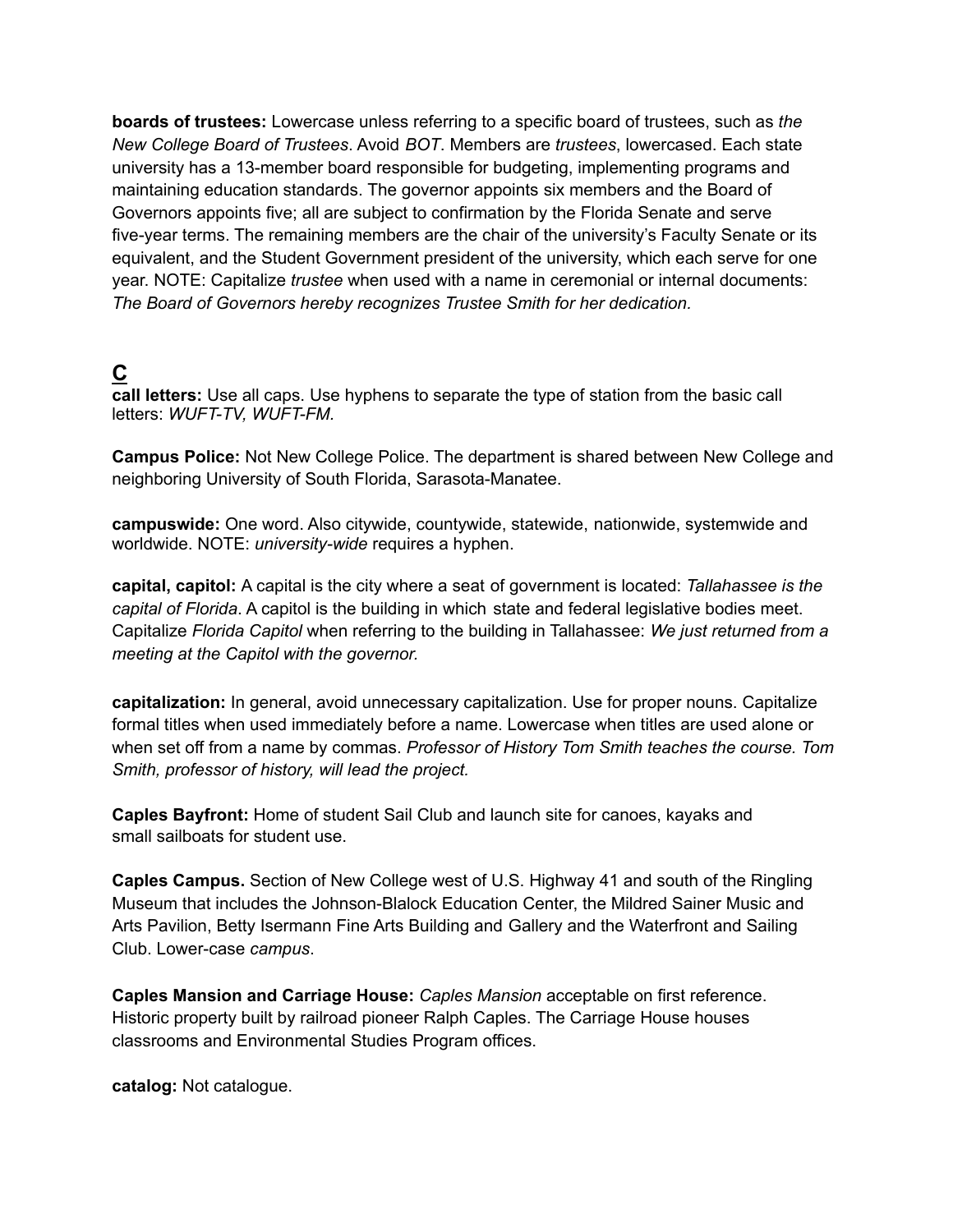**boards of trustees:** Lowercase unless referring to a specific board of trustees, such as *the New College Board of Trustees*. Avoid *BOT*. Members are *trustees*, lowercased. Each state university has a 13-member board responsible for budgeting, implementing programs and maintaining education standards. The governor appoints six members and the Board of Governors appoints five; all are subject to confirmation by the Florida Senate and serve five-year terms. The remaining members are the chair of the university's Faculty Senate or its equivalent, and the Student Government president of the university, which each serve for one year. NOTE: Capitalize *trustee* when used with a name in ceremonial or internal documents: *The Board of Governors hereby recognizes Trustee Smith for her dedication.*

## C

**call letters:** Use all caps. Use hyphens to separate the type of station from the basic call letters: *WUFT-TV, WUFT-FM.*

**Campus Police:** Not New College Police. The department is shared between New College and neighboring University of South Florida, Sarasota-Manatee.

**campuswide:** One word. Also citywide, countywide, statewide, nationwide, systemwide and worldwide. NOTE: *university-wide* requires a hyphen.

**capital, capitol:** A capital is the city where a seat of government is located: *Tallahassee is the capital of Florida*. A capitol is the building in which state and federal legislative bodies meet. Capitalize *Florida Capitol* when referring to the building in Tallahassee: *We just returned from a meeting at the Capitol with the governor.*

**capitalization:** In general, avoid unnecessary capitalization. Use for proper nouns. Capitalize formal titles when used immediately before a name. Lowercase when titles are used alone or when set off from a name by commas. *Professor of History Tom Smith teaches the course. Tom Smith, professor of history, will lead the project.*

**Caples Bayfront:** Home of student Sail Club and launch site for canoes, kayaks and small sailboats for student use.

**Caples Campus.** Section of New College west of U.S. Highway 41 and south of the Ringling Museum that includes the Johnson-Blalock Education Center, the Mildred Sainer Music and Arts Pavilion, Betty Isermann Fine Arts Building and Gallery and the Waterfront and Sailing Club. Lower-case *campus*.

**Caples Mansion and Carriage House:** *Caples Mansion* acceptable on first reference. Historic property built by railroad pioneer Ralph Caples. The Carriage House houses classrooms and Environmental Studies Program offices.

**catalog:** Not catalogue.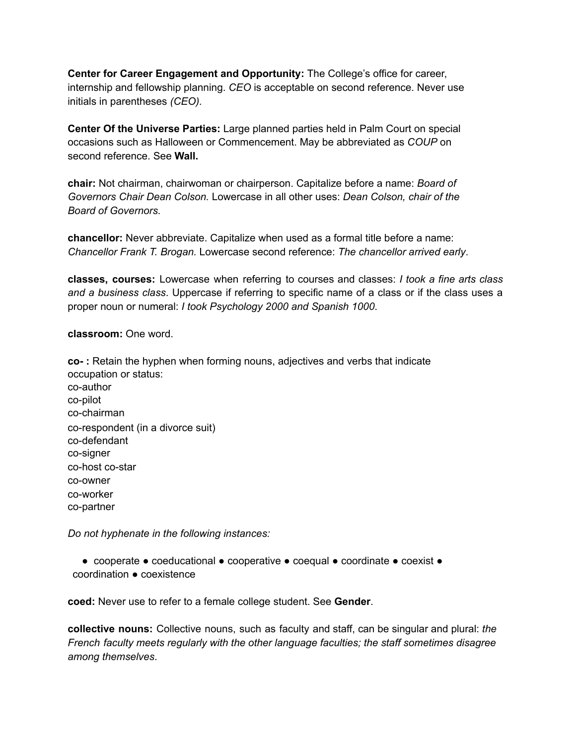**Center for Career Engagement and Opportunity:** The College's office for career, internship and fellowship planning. *CEO* is acceptable on second reference. Never use initials in parentheses *(CEO)*.

**Center Of the Universe Parties:** Large planned parties held in Palm Court on special occasions such as Halloween or Commencement. May be abbreviated as *COUP* on second reference. See **Wall.**

**chair:** Not chairman, chairwoman or chairperson. Capitalize before a name: *Board of Governors Chair Dean Colson.* Lowercase in all other uses: *Dean Colson, chair of the Board of Governors.*

**chancellor:** Never abbreviate. Capitalize when used as a formal title before a name: *Chancellor Frank T. Brogan.* Lowercase second reference: *The chancellor arrived early*.

**classes, courses:** Lowercase when referring to courses and classes: *I took a fine arts class and a business class*. Uppercase if referring to specific name of a class or if the class uses a proper noun or numeral: *I took Psychology 2000 and Spanish 1000*.

**classroom:** One word.

**co- :** Retain the hyphen when forming nouns, adjectives and verbs that indicate occupation or status:
co-author
co-pilot
co-chairman
co-respondent (in a divorce suit)
co-defendant
co-signer
co-host co-star
co-owner
co-worker
co-partner

*Do not hyphenate in the following instances:*

- cooperate • coeducational • cooperative • coequal • coordinate • coexist • coordination • coexistence

**coed:** Never use to refer to a female college student. See **Gender**.

**collective nouns:** Collective nouns, such as faculty and staff, can be singular and plural: *the French faculty meets regularly with the other language faculties; the staff sometimes disagree among themselves*.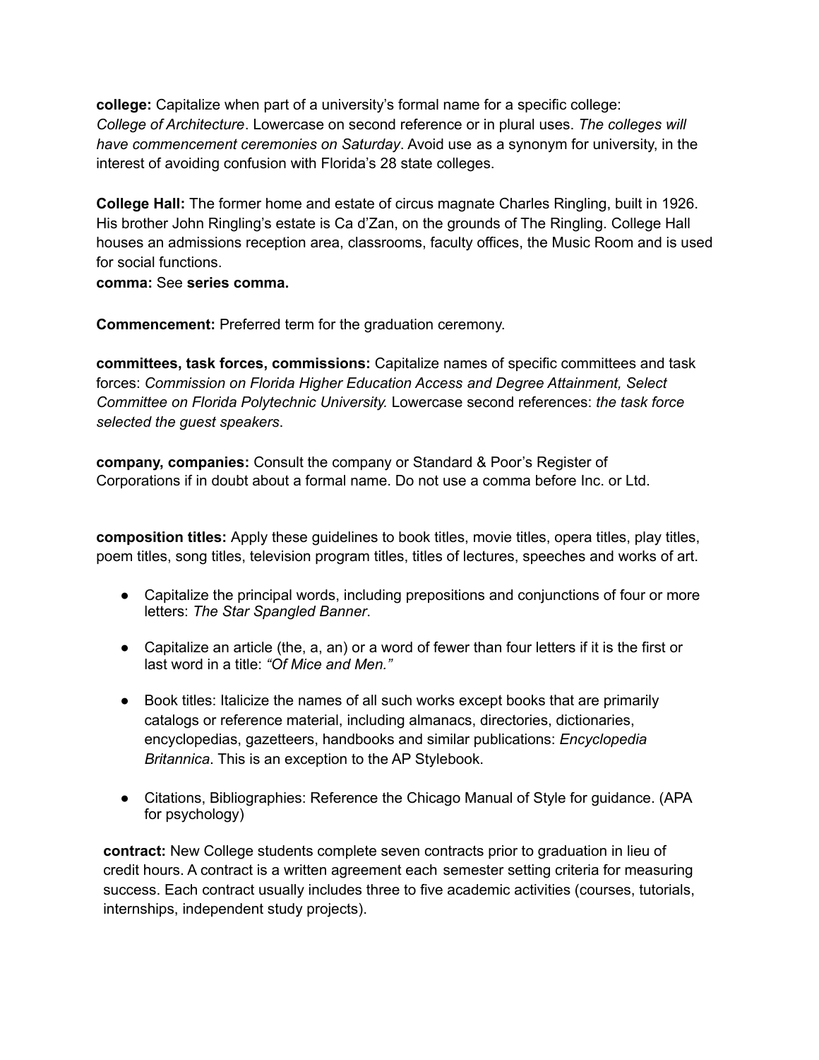**college:** Capitalize when part of a university's formal name for a specific college: *College of Architecture*. Lowercase on second reference or in plural uses. *The colleges will have commencement ceremonies on Saturday*. Avoid use as a synonym for university, in the interest of avoiding confusion with Florida's 28 state colleges.

**College Hall:** The former home and estate of circus magnate Charles Ringling, built in 1926. His brother John Ringling's estate is Ca d'Zan, on the grounds of The Ringling. College Hall houses an admissions reception area, classrooms, faculty offices, the Music Room and is used for social functions.

**comma:** See **series comma.**

**Commencement:** Preferred term for the graduation ceremony.

**committees, task forces, commissions:** Capitalize names of specific committees and task forces: *Commission on Florida Higher Education Access and Degree Attainment, Select Committee on Florida Polytechnic University.* Lowercase second references: *the task force selected the guest speakers*.

**company, companies:** Consult the company or Standard & Poor's Register of Corporations if in doubt about a formal name. Do not use a comma before Inc. or Ltd.

**composition titles:** Apply these guidelines to book titles, movie titles, opera titles, play titles, poem titles, song titles, television program titles, titles of lectures, speeches and works of art.

- Capitalize the principal words, including prepositions and conjunctions of four or more letters: *The Star Spangled Banner*.
- Capitalize an article (the, a, an) or a word of fewer than four letters if it is the first or last word in a title: *"Of Mice and Men."*
- Book titles: Italicize the names of all such works except books that are primarily catalogs or reference material, including almanacs, directories, dictionaries, encyclopedias, gazetteers, handbooks and similar publications: *Encyclopedia Britannica*. This is an exception to the AP Stylebook.
- Citations, Bibliographies: Reference the Chicago Manual of Style for guidance. (APA for psychology)

**contract:** New College students complete seven contracts prior to graduation in lieu of credit hours. A contract is a written agreement each semester setting criteria for measuring success. Each contract usually includes three to five academic activities (courses, tutorials, internships, independent study projects).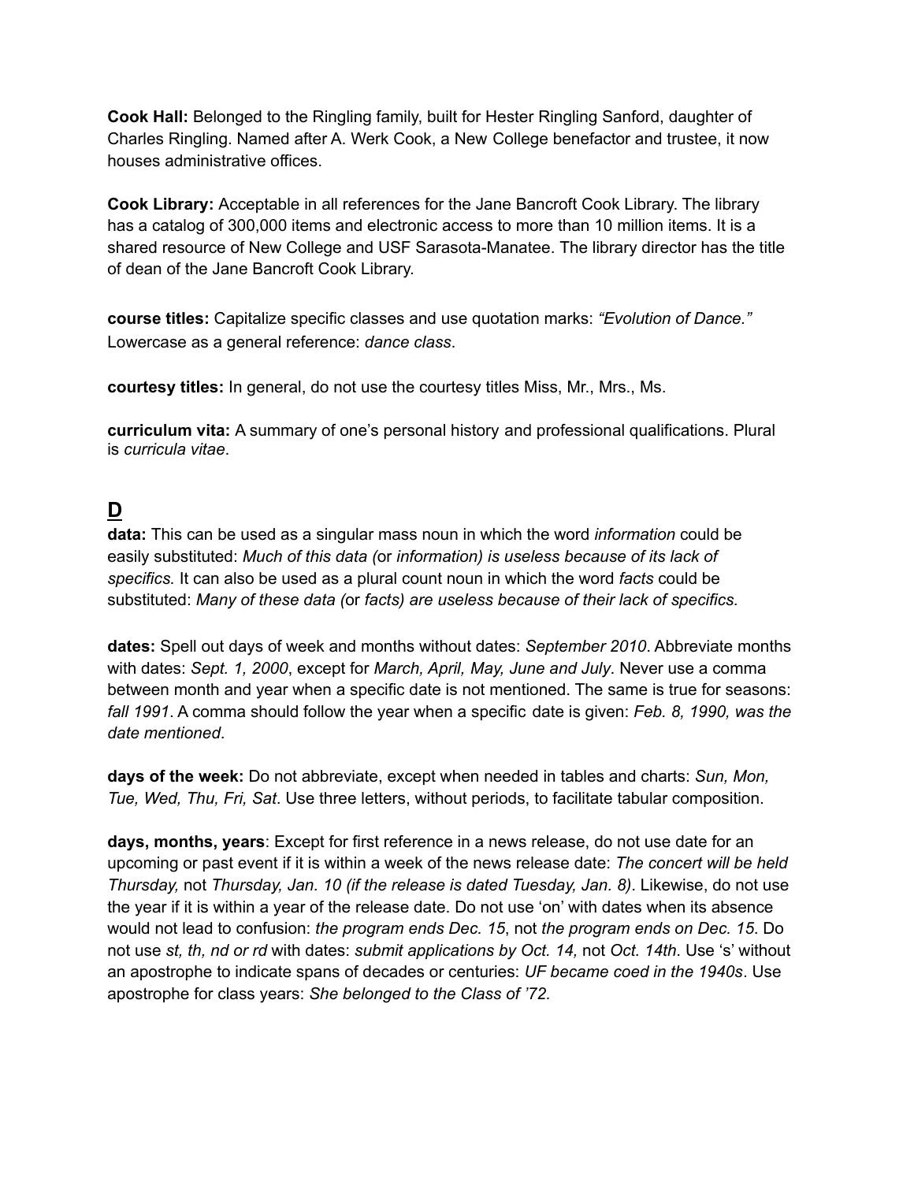**Cook Hall:** Belonged to the Ringling family, built for Hester Ringling Sanford, daughter of Charles Ringling. Named after A. Werk Cook, a New College benefactor and trustee, it now houses administrative offices.

**Cook Library:** Acceptable in all references for the Jane Bancroft Cook Library. The library has a catalog of 300,000 items and electronic access to more than 10 million items. It is a shared resource of New College and USF Sarasota-Manatee. The library director has the title of dean of the Jane Bancroft Cook Library.

**course titles:** Capitalize specific classes and use quotation marks: *"Evolution of Dance."* Lowercase as a general reference: *dance class*.

**courtesy titles:** In general, do not use the courtesy titles Miss, Mr., Mrs., Ms.

**curriculum vita:** A summary of one's personal history and professional qualifications. Plural is *curricula vitae*.

## D

**data:** This can be used as a singular mass noun in which the word *information* could be easily substituted: *Much of this data (*or *information) is useless because of its lack of specifics.* It can also be used as a plural count noun in which the word *facts* could be substituted: *Many of these data (*or *facts) are useless because of their lack of specifics.*

**dates:** Spell out days of week and months without dates: *September 2010*. Abbreviate months with dates: *Sept. 1, 2000*, except for *March, April, May, June and July*. Never use a comma between month and year when a specific date is not mentioned. The same is true for seasons: *fall 1991*. A comma should follow the year when a specific date is given: *Feb. 8, 1990, was the date mentioned*.

**days of the week:** Do not abbreviate, except when needed in tables and charts: *Sun, Mon, Tue, Wed, Thu, Fri, Sat*. Use three letters, without periods, to facilitate tabular composition.

**days, months, years**: Except for first reference in a news release, do not use date for an upcoming or past event if it is within a week of the news release date: *The concert will be held Thursday,* not *Thursday, Jan. 10 (if the release is dated Tuesday, Jan. 8)*. Likewise, do not use the year if it is within a year of the release date. Do not use 'on' with dates when its absence would not lead to confusion: *the program ends Dec. 15*, not *the program ends on Dec. 15*. Do not use *st, th, nd or rd* with dates: *submit applications by Oct. 14,* not *Oct. 14th*. Use 's' without an apostrophe to indicate spans of decades or centuries: *UF became coed in the 1940s*. Use apostrophe for class years: *She belonged to the Class of '72.*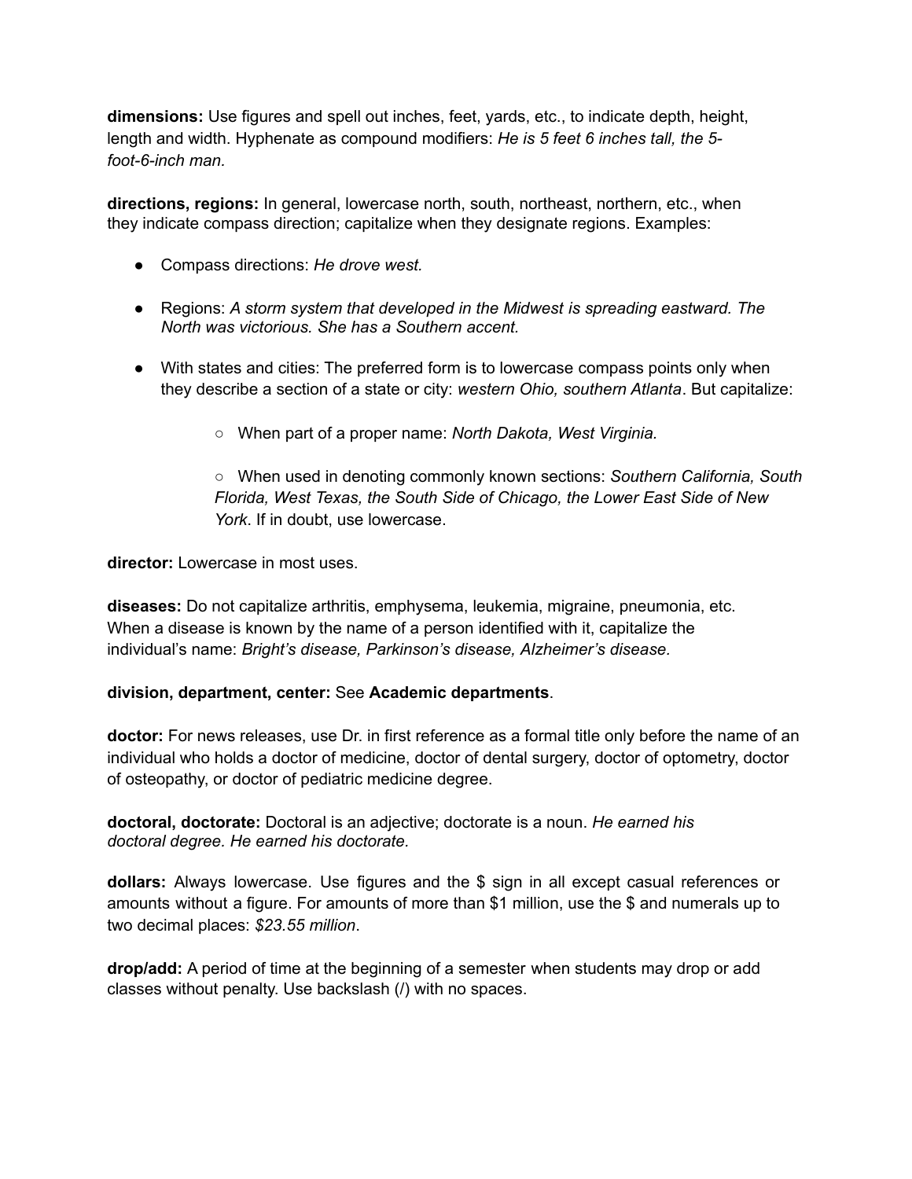**dimensions:** Use figures and spell out inches, feet, yards, etc., to indicate depth, height, length and width. Hyphenate as compound modifiers: *He is 5 feet 6 inches tall, the 5-foot-6-inch man.*

**directions, regions:** In general, lowercase north, south, northeast, northern, etc., when they indicate compass direction; capitalize when they designate regions. Examples:

- Compass directions: *He drove west.*
- Regions: *A storm system that developed in the Midwest is spreading eastward. The North was victorious. She has a Southern accent.*
- With states and cities: The preferred form is to lowercase compass points only when they describe a section of a state or city: *western Ohio, southern Atlanta*. But capitalize:
    - When part of a proper name: *North Dakota, West Virginia*.
    - When used in denoting commonly known sections: *Southern California, South Florida, West Texas, the South Side of Chicago, the Lower East Side of New York*. If in doubt, use lowercase.

**director:** Lowercase in most uses.

**diseases:** Do not capitalize arthritis, emphysema, leukemia, migraine, pneumonia, etc. When a disease is known by the name of a person identified with it, capitalize the individual's name: *Bright's disease, Parkinson's disease, Alzheimer's disease.*

**division, department, center:** See **Academic departments**.

**doctor:** For news releases, use Dr. in first reference as a formal title only before the name of an individual who holds a doctor of medicine, doctor of dental surgery, doctor of optometry, doctor of osteopathy, or doctor of pediatric medicine degree.

**doctoral, doctorate:** Doctoral is an adjective; doctorate is a noun. *He earned his doctoral degree. He earned his doctorate.*

**dollars:** Always lowercase. Use figures and the $ sign in all except casual references or amounts without a figure. For amounts of more than $1 million, use the $ and numerals up to two decimal places: *$23.55 million*.

**drop/add:** A period of time at the beginning of a semester when students may drop or add classes without penalty. Use backslash (/) with no spaces.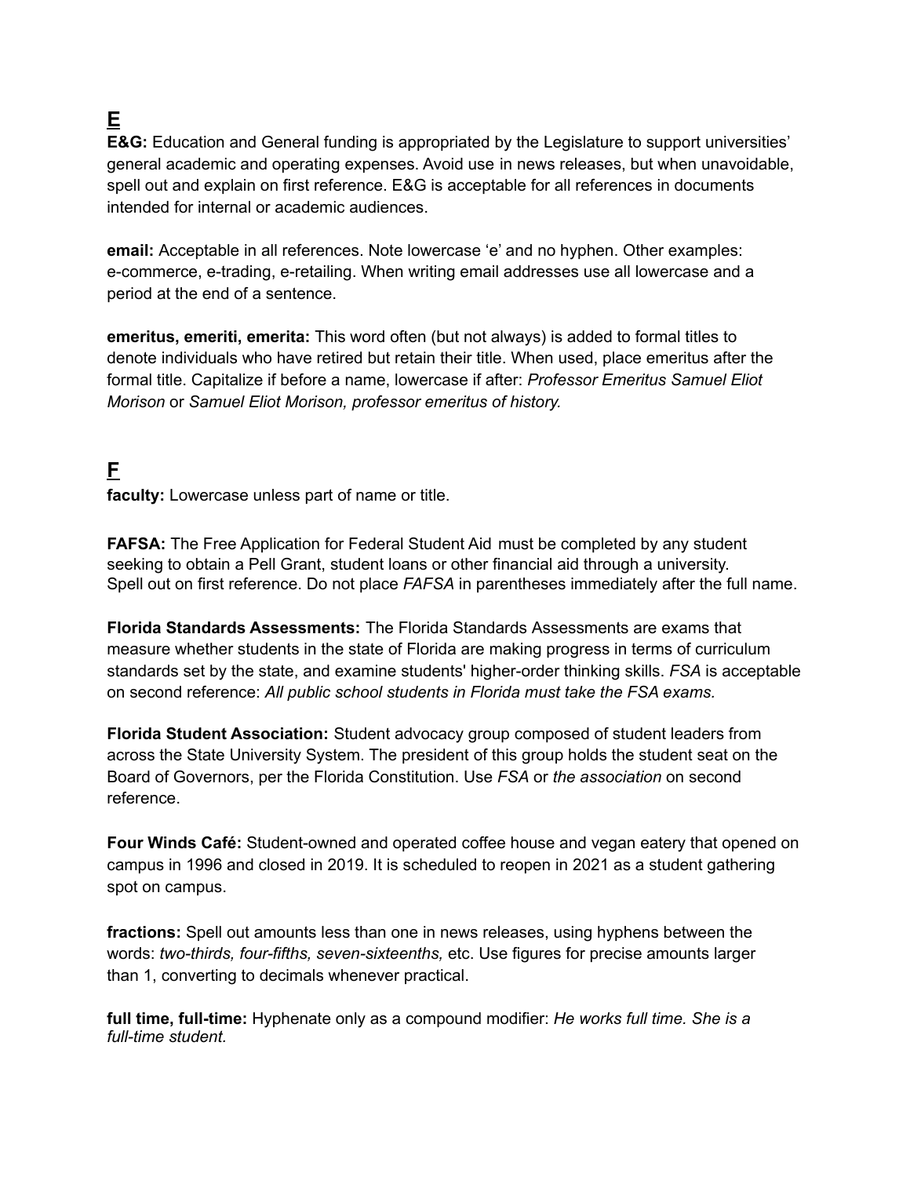## E

**E&G:** Education and General funding is appropriated by the Legislature to support universities' general academic and operating expenses. Avoid use in news releases, but when unavoidable, spell out and explain on first reference. E&G is acceptable for all references in documents intended for internal or academic audiences.

**email:** Acceptable in all references. Note lowercase 'e' and no hyphen. Other examples: e-commerce, e-trading, e-retailing. When writing email addresses use all lowercase and a period at the end of a sentence.

**emeritus, emeriti, emerita:** This word often (but not always) is added to formal titles to denote individuals who have retired but retain their title. When used, place emeritus after the formal title. Capitalize if before a name, lowercase if after: *Professor Emeritus Samuel Eliot Morison* or *Samuel Eliot Morison, professor emeritus of history.*

## F

**faculty:** Lowercase unless part of name or title.

**FAFSA:** The Free Application for Federal Student Aid must be completed by any student seeking to obtain a Pell Grant, student loans or other financial aid through a university. Spell out on first reference. Do not place *FAFSA* in parentheses immediately after the full name.

**Florida Standards Assessments:** The Florida Standards Assessments are exams that measure whether students in the state of Florida are making progress in terms of curriculum standards set by the state, and examine students' higher-order thinking skills. *FSA* is acceptable on second reference: *All public school students in Florida must take the FSA exams.*

**Florida Student Association:** Student advocacy group composed of student leaders from across the State University System. The president of this group holds the student seat on the Board of Governors, per the Florida Constitution. Use *FSA* or *the association* on second reference.

**Four Winds Café:** Student-owned and operated coffee house and vegan eatery that opened on campus in 1996 and closed in 2019. It is scheduled to reopen in 2021 as a student gathering spot on campus.

**fractions:** Spell out amounts less than one in news releases, using hyphens between the words: *two-thirds, four-fifths, seven-sixteenths,* etc. Use figures for precise amounts larger than 1, converting to decimals whenever practical.

**full time, full-time:** Hyphenate only as a compound modifier: *He works full time. She is a full-time student.*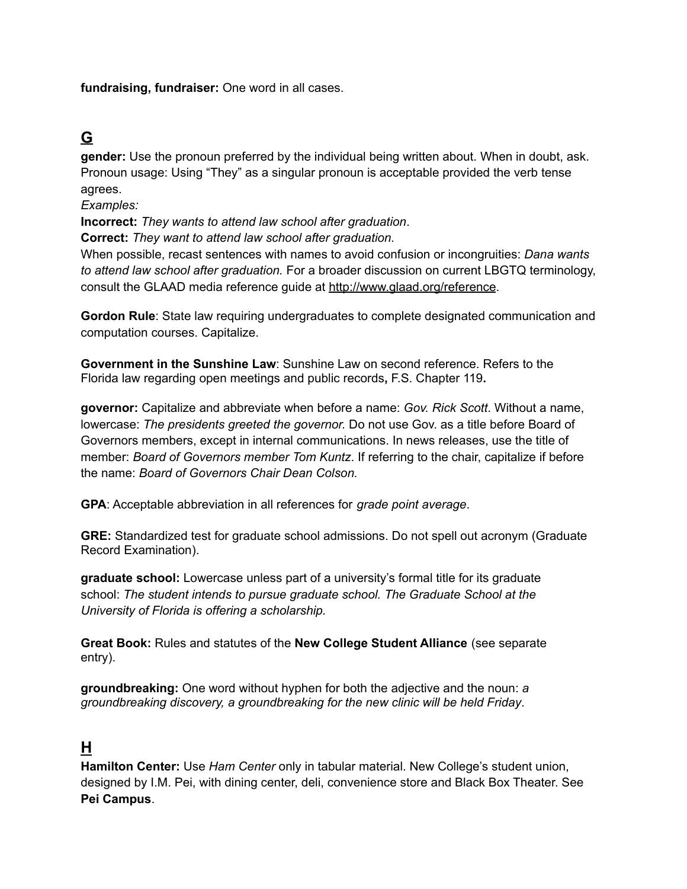**fundraising, fundraiser:** One word in all cases.

## G

**gender:** Use the pronoun preferred by the individual being written about. When in doubt, ask. Pronoun usage: Using "They" as a singular pronoun is acceptable provided the verb tense agrees.

*Examples:*

**Incorrect:** *They wants to attend law school after graduation*.

**Correct:** *They want to attend law school after graduation.*

When possible, recast sentences with names to avoid confusion or incongruities: *Dana wants to attend law school after graduation.* For a broader discussion on current LBGTQ terminology, consult the GLAAD media reference guide at http://www.glaad.org/reference.

**Gordon Rule**: State law requiring undergraduates to complete designated communication and computation courses. Capitalize.

**Government in the Sunshine Law**: Sunshine Law on second reference. Refers to the Florida law regarding open meetings and public records**,** F.S. Chapter 119**.**

**governor:** Capitalize and abbreviate when before a name: *Gov. Rick Scott*. Without a name, lowercase: *The presidents greeted the governor.* Do not use Gov. as a title before Board of Governors members, except in internal communications. In news releases, use the title of member: *Board of Governors member Tom Kuntz*. If referring to the chair, capitalize if before the name: *Board of Governors Chair Dean Colson.*

**GPA**: Acceptable abbreviation in all references for *grade point average*.

**GRE:** Standardized test for graduate school admissions. Do not spell out acronym (Graduate Record Examination).

**graduate school:** Lowercase unless part of a university's formal title for its graduate school: *The student intends to pursue graduate school. The Graduate School at the University of Florida is offering a scholarship.*

**Great Book:** Rules and statutes of the **New College Student Alliance** (see separate entry).

**groundbreaking:** One word without hyphen for both the adjective and the noun: *a groundbreaking discovery, a groundbreaking for the new clinic will be held Friday*.

## H

**Hamilton Center:** Use *Ham Center* only in tabular material. New College's student union, designed by I.M. Pei, with dining center, deli, convenience store and Black Box Theater. See **Pei Campus**.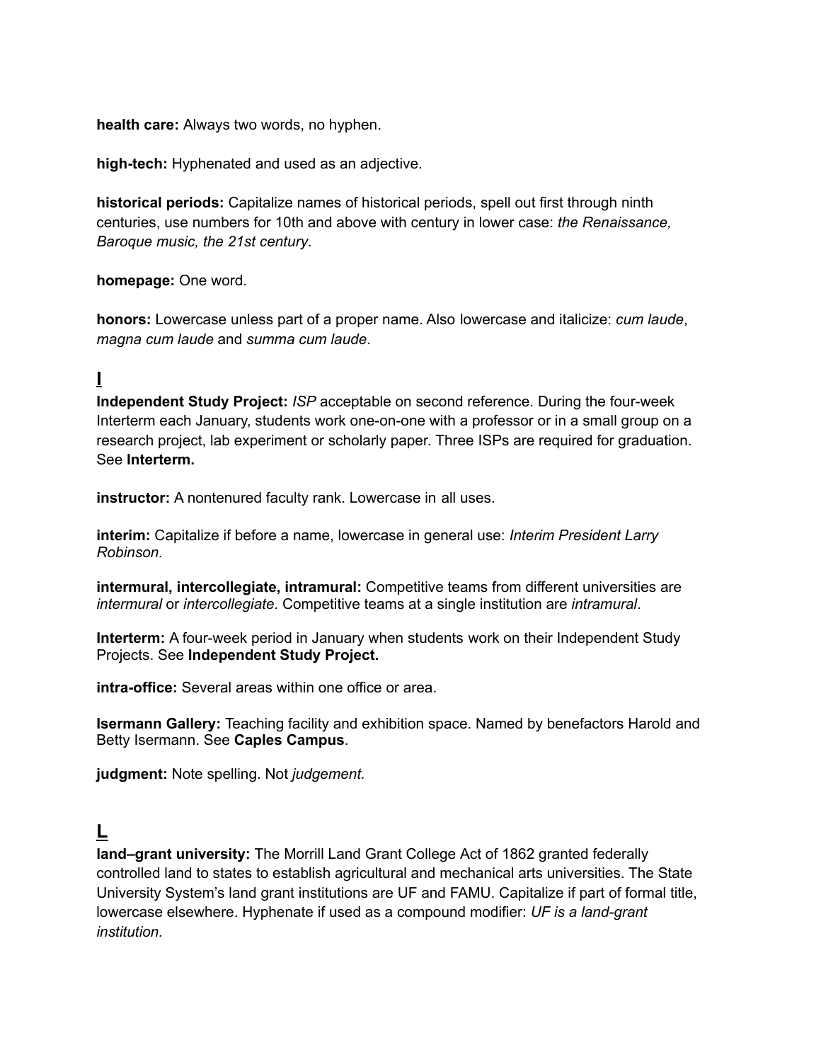**health care:** Always two words, no hyphen.

**high-tech:** Hyphenated and used as an adjective.

**historical periods:** Capitalize names of historical periods, spell out first through ninth centuries, use numbers for 10th and above with century in lower case: *the Renaissance, Baroque music, the 21st century*.

**homepage:** One word.

**honors:** Lowercase unless part of a proper name. Also lowercase and italicize: *cum laude*, *magna cum laude* and *summa cum laude*.

## I

**Independent Study Project:** *ISP* acceptable on second reference. During the four-week Interterm each January, students work one-on-one with a professor or in a small group on a research project, lab experiment or scholarly paper. Three ISPs are required for graduation. See **Interterm.**

**instructor:** A nontenured faculty rank. Lowercase in all uses.

**interim:** Capitalize if before a name, lowercase in general use: *Interim President Larry Robinson.*

**intermural, intercollegiate, intramural:** Competitive teams from different universities are *intermural* or *intercollegiate*. Competitive teams at a single institution are *intramural*.

**Interterm:** A four-week period in January when students work on their Independent Study Projects. See **Independent Study Project.**

**intra-office:** Several areas within one office or area.

**Isermann Gallery:** Teaching facility and exhibition space. Named by benefactors Harold and Betty Isermann. See **Caples Campus**.

**judgment:** Note spelling. Not *judgement.*

## L

**land–grant university:** The Morrill Land Grant College Act of 1862 granted federally controlled land to states to establish agricultural and mechanical arts universities. The State University System's land grant institutions are UF and FAMU. Capitalize if part of formal title, lowercase elsewhere. Hyphenate if used as a compound modifier: *UF is a land-grant institution.*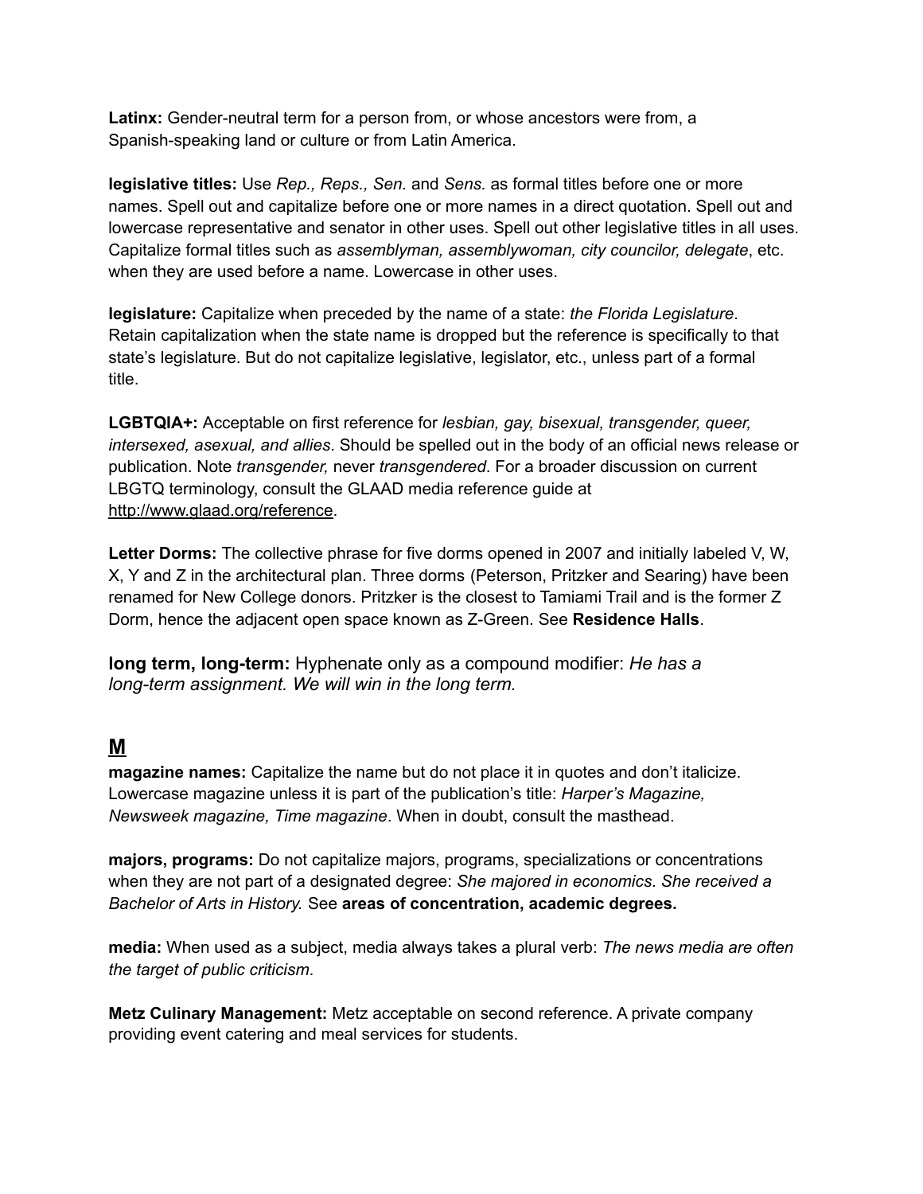**Latinx:** Gender-neutral term for a person from, or whose ancestors were from, a Spanish-speaking land or culture or from Latin America.

**legislative titles:** Use *Rep., Reps., Sen.* and *Sens.* as formal titles before one or more names. Spell out and capitalize before one or more names in a direct quotation. Spell out and lowercase representative and senator in other uses. Spell out other legislative titles in all uses. Capitalize formal titles such as *assemblyman, assemblywoman, city councilor, delegate*, etc. when they are used before a name. Lowercase in other uses.

**legislature:** Capitalize when preceded by the name of a state: *the Florida Legislature*. Retain capitalization when the state name is dropped but the reference is specifically to that state's legislature. But do not capitalize legislative, legislator, etc., unless part of a formal title.

**LGBTQIA+:** Acceptable on first reference for *lesbian, gay, bisexual, transgender, queer, intersexed, asexual, and allies*. Should be spelled out in the body of an official news release or publication. Note *transgender,* never *transgendered*. For a broader discussion on current LBGTQ terminology, consult the GLAAD media reference guide at http://www.glaad.org/reference.

**Letter Dorms:** The collective phrase for five dorms opened in 2007 and initially labeled V, W, X, Y and Z in the architectural plan. Three dorms (Peterson, Pritzker and Searing) have been renamed for New College donors. Pritzker is the closest to Tamiami Trail and is the former Z Dorm, hence the adjacent open space known as Z-Green. See **Residence Halls**.

**long term, long-term:** Hyphenate only as a compound modifier: *He has a long-term assignment. We will win in the long term.*

## M

**magazine names:** Capitalize the name but do not place it in quotes and don't italicize. Lowercase magazine unless it is part of the publication's title: *Harper's Magazine, Newsweek magazine, Time magazine*. When in doubt, consult the masthead.

**majors, programs:** Do not capitalize majors, programs, specializations or concentrations when they are not part of a designated degree: *She majored in economics*. *She received a Bachelor of Arts in History.* See **areas of concentration, academic degrees.**

**media:** When used as a subject, media always takes a plural verb: *The news media are often the target of public criticism*.

**Metz Culinary Management:** Metz acceptable on second reference. A private company providing event catering and meal services for students.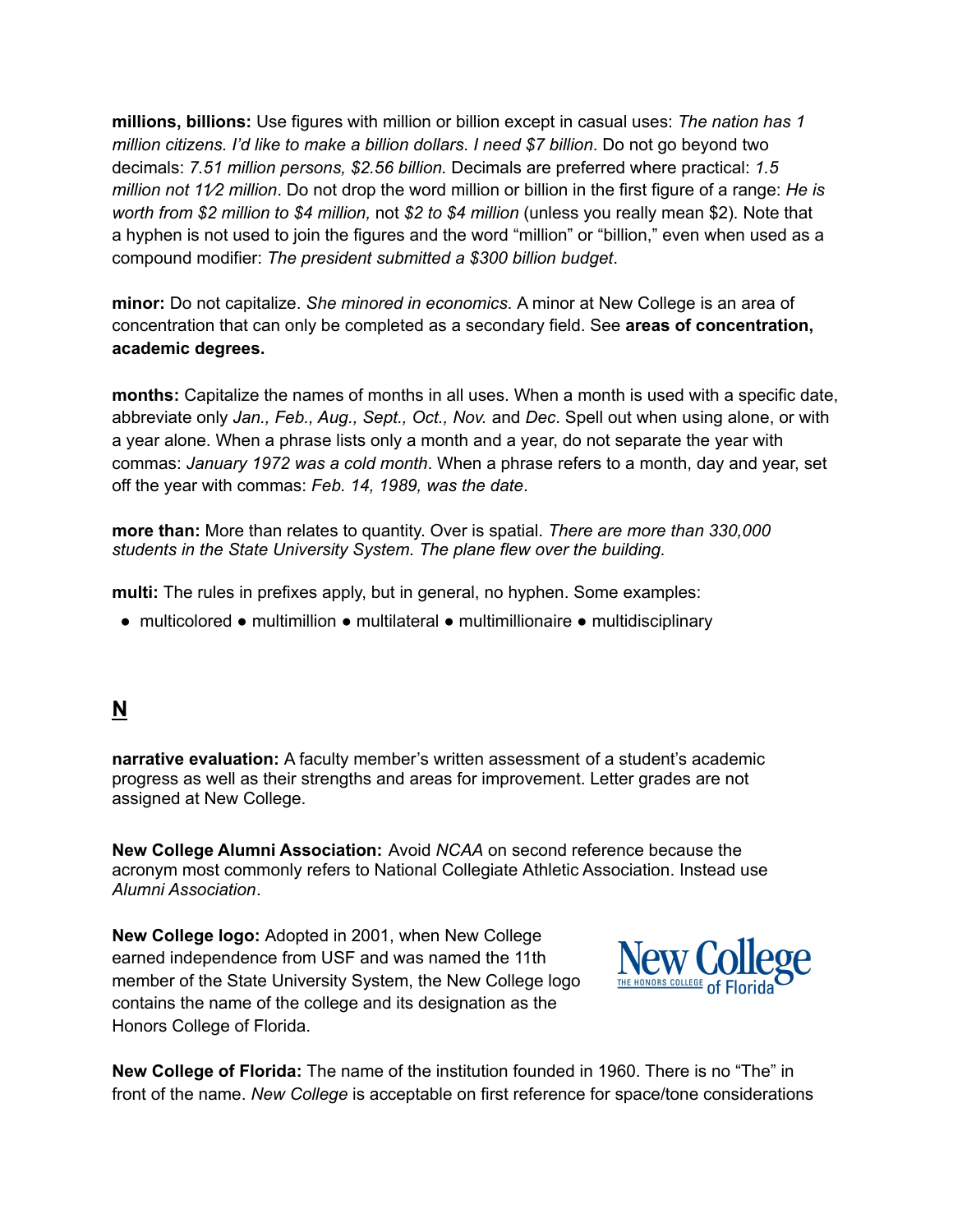**millions, billions:** Use figures with million or billion except in casual uses: *The nation has 1 million citizens. I'd like to make a billion dollars*. *I need $7 billion*. Do not go beyond two decimals: *7.51 million persons, $2.56 billion.* Decimals are preferred where practical: *1.5 million not 1½ million*. Do not drop the word million or billion in the first figure of a range: *He is worth from $2 million to $4 million,* not *$2 to $4 million* (unless you really mean $2). Note that a hyphen is not used to join the figures and the word "million" or "billion," even when used as a compound modifier: *The president submitted a $300 billion budget*.

**minor:** Do not capitalize. *She minored in economics*. A minor at New College is an area of concentration that can only be completed as a secondary field. See **areas of concentration, academic degrees.**

**months:** Capitalize the names of months in all uses. When a month is used with a specific date, abbreviate only *Jan., Feb., Aug., Sept., Oct., Nov.* and *Dec*. Spell out when using alone, or with a year alone. When a phrase lists only a month and a year, do not separate the year with commas: *January 1972 was a cold month*. When a phrase refers to a month, day and year, set off the year with commas: *Feb. 14, 1989, was the date*.

**more than:** More than relates to quantity. Over is spatial. *There are more than 330,000 students in the State University System. The plane flew over the building.*

**multi:** The rules in prefixes apply, but in general, no hyphen. Some examples:

- multicolored • multimillion • multilateral • multimillionaire • multidisciplinary

## N

**narrative evaluation:** A faculty member's written assessment of a student's academic progress as well as their strengths and areas for improvement. Letter grades are not assigned at New College.

**New College Alumni Association:** Avoid *NCAA* on second reference because the acronym most commonly refers to National Collegiate Athletic Association. Instead use *Alumni Association*.

**New College logo:** Adopted in 2001, when New College earned independence from USF and was named the 11th member of the State University System, the New College logo contains the name of the college and its designation as the Honors College of Florida.

New College THE HONORS COLLEGE of Florida

**New College of Florida:** The name of the institution founded in 1960. There is no "The" in front of the name. *New College* is acceptable on first reference for space/tone considerations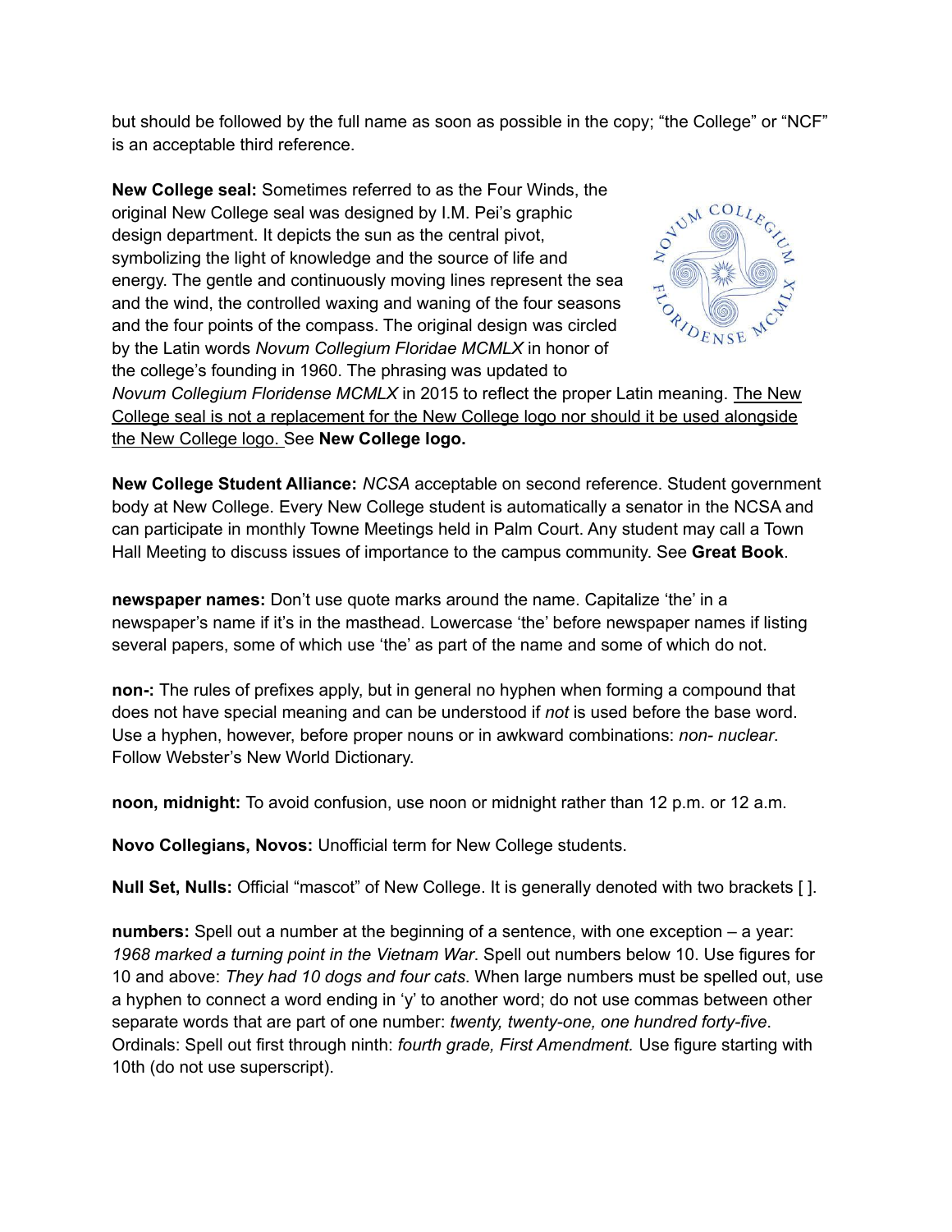but should be followed by the full name as soon as possible in the copy; “the College” or “NCF” is an acceptable third reference.

**New College seal:** Sometimes referred to as the Four Winds, the original New College seal was designed by I.M. Pei’s graphic design department. It depicts the sun as the central pivot, symbolizing the light of knowledge and the source of life and energy. The gentle and continuously moving lines represent the sea and the wind, the controlled waxing and waning of the four seasons and the four points of the compass. The original design was circled by the Latin words *Novum Collegium Floridae MCMLX* in honor of the college’s founding in 1960. The phrasing was updated to *Novum Collegium Floridense MCMLX* in 2015 to reflect the proper Latin meaning. <u>The New College seal is not a replacement for the New College logo nor should it be used alongside the New College logo.</u> See **New College logo.**

**New College Student Alliance:** *NCSA* acceptable on second reference. Student government body at New College. Every New College student is automatically a senator in the NCSA and can participate in monthly Towne Meetings held in Palm Court. Any student may call a Town Hall Meeting to discuss issues of importance to the campus community. See **Great Book**.

**newspaper names:** Don’t use quote marks around the name. Capitalize ‘the’ in a newspaper’s name if it’s in the masthead. Lowercase ‘the’ before newspaper names if listing several papers, some of which use ‘the’ as part of the name and some of which do not.

**non-:** The rules of prefixes apply, but in general no hyphen when forming a compound that does not have special meaning and can be understood if *not* is used before the base word. Use a hyphen, however, before proper nouns or in awkward combinations: *non- nuclear*. Follow Webster’s New World Dictionary.

**noon, midnight:** To avoid confusion, use noon or midnight rather than 12 p.m. or 12 a.m.

**Novo Collegians, Novos:** Unofficial term for New College students.

**Null Set, Nulls:** Official “mascot” of New College. It is generally denoted with two brackets [ ].

**numbers:** Spell out a number at the beginning of a sentence, with one exception – a year: *1968 marked a turning point in the Vietnam War*. Spell out numbers below 10. Use figures for 10 and above: *They had 10 dogs and four cats*. When large numbers must be spelled out, use a hyphen to connect a word ending in ‘y’ to another word; do not use commas between other separate words that are part of one number: *twenty, twenty-one, one hundred forty-five*. Ordinals: Spell out first through ninth: *fourth grade, First Amendment.* Use figure starting with 10th (do not use superscript).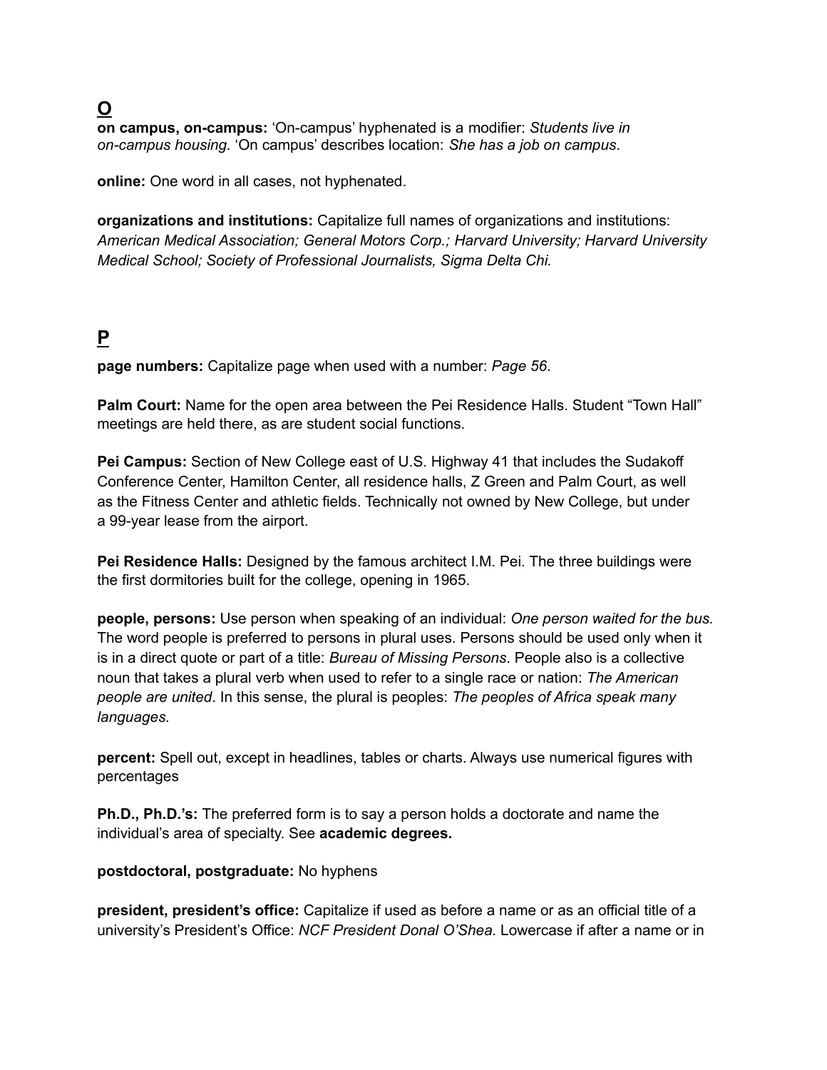## O

**on campus, on-campus:** ‘On-campus’ hyphenated is a modifier: *Students live in on-campus housing.* ‘On campus’ describes location: *She has a job on campus*.

**online:** One word in all cases, not hyphenated.

**organizations and institutions:** Capitalize full names of organizations and institutions: *American Medical Association; General Motors Corp.; Harvard University; Harvard University Medical School; Society of Professional Journalists, Sigma Delta Chi.*

## P

**page numbers:** Capitalize page when used with a number: *Page 56*.

**Palm Court:** Name for the open area between the Pei Residence Halls. Student “Town Hall” meetings are held there, as are student social functions.

**Pei Campus:** Section of New College east of U.S. Highway 41 that includes the Sudakoff Conference Center, Hamilton Center, all residence halls, Z Green and Palm Court, as well as the Fitness Center and athletic fields. Technically not owned by New College, but under a 99-year lease from the airport.

**Pei Residence Halls:** Designed by the famous architect I.M. Pei. The three buildings were the first dormitories built for the college, opening in 1965.

**people, persons:** Use person when speaking of an individual: *One person waited for the bus.* The word people is preferred to persons in plural uses. Persons should be used only when it is in a direct quote or part of a title: *Bureau of Missing Persons*. People also is a collective noun that takes a plural verb when used to refer to a single race or nation: *The American people are united*. In this sense, the plural is peoples: *The peoples of Africa speak many languages.*

**percent:** Spell out, except in headlines, tables or charts. Always use numerical figures with percentages

**Ph.D., Ph.D.’s:** The preferred form is to say a person holds a doctorate and name the individual’s area of specialty. See **academic degrees.**

**postdoctoral, postgraduate:** No hyphens

**president, president’s office:** Capitalize if used as before a name or as an official title of a university’s President’s Office: *NCF President Donal O’Shea.* Lowercase if after a name or in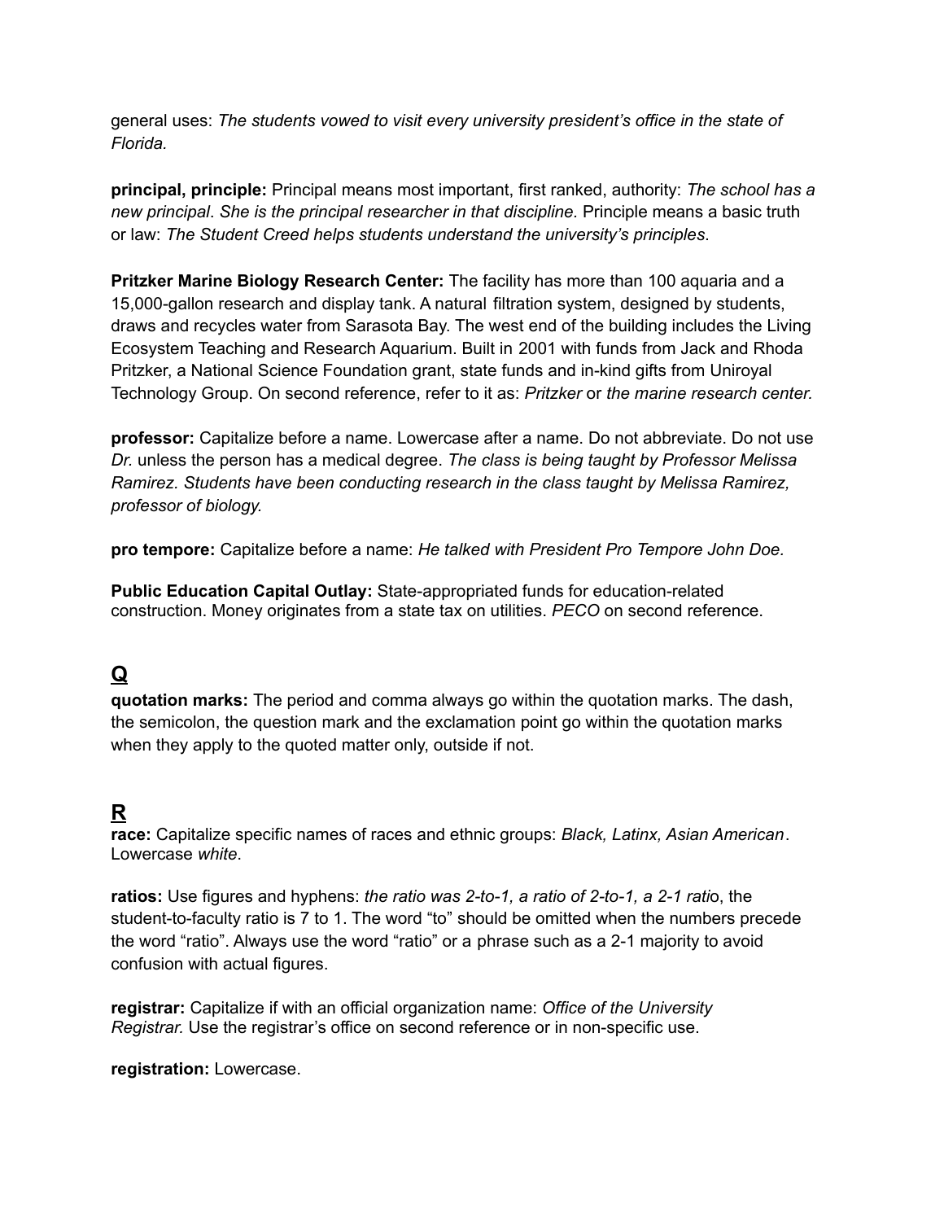general uses: *The students vowed to visit every university president's office in the state of Florida.*

**principal, principle:** Principal means most important, first ranked, authority: *The school has a new principal. She is the principal researcher in that discipline.* Principle means a basic truth or law: *The Student Creed helps students understand the university's principles*.

**Pritzker Marine Biology Research Center:** The facility has more than 100 aquaria and a 15,000-gallon research and display tank. A natural filtration system, designed by students, draws and recycles water from Sarasota Bay. The west end of the building includes the Living Ecosystem Teaching and Research Aquarium. Built in 2001 with funds from Jack and Rhoda Pritzker, a National Science Foundation grant, state funds and in-kind gifts from Uniroyal Technology Group. On second reference, refer to it as: *Pritzker* or *the marine research center.*

**professor:** Capitalize before a name. Lowercase after a name. Do not abbreviate. Do not use *Dr.* unless the person has a medical degree. *The class is being taught by Professor Melissa Ramirez. Students have been conducting research in the class taught by Melissa Ramirez, professor of biology.*

**pro tempore:** Capitalize before a name: *He talked with President Pro Tempore John Doe.*

**Public Education Capital Outlay:** State-appropriated funds for education-related construction. Money originates from a state tax on utilities. *PECO* on second reference.

## Q

**quotation marks:** The period and comma always go within the quotation marks. The dash, the semicolon, the question mark and the exclamation point go within the quotation marks when they apply to the quoted matter only, outside if not.

## R

**race:** Capitalize specific names of races and ethnic groups: *Black, Latinx, Asian American*. Lowercase *white*.

**ratios:** Use figures and hyphens: *the ratio was 2-to-1, a ratio of 2-to-1, a 2-1 ratio*, the student-to-faculty ratio is 7 to 1. The word "to" should be omitted when the numbers precede the word "ratio". Always use the word "ratio" or a phrase such as a 2-1 majority to avoid confusion with actual figures.

**registrar:** Capitalize if with an official organization name: *Office of the University Registrar.* Use the registrar's office on second reference or in non-specific use.

**registration:** Lowercase.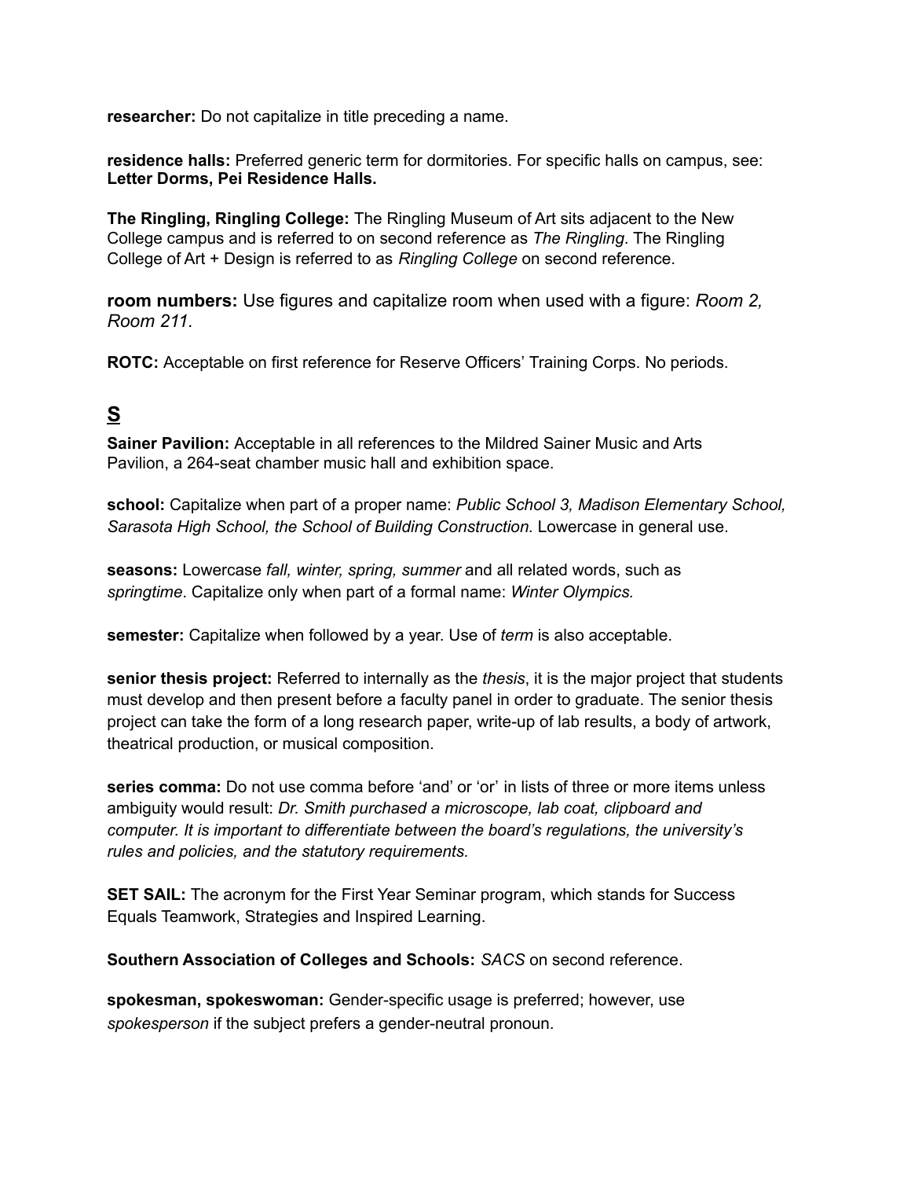**researcher:** Do not capitalize in title preceding a name.

**residence halls:** Preferred generic term for dormitories. For specific halls on campus, see: **Letter Dorms, Pei Residence Halls.**

**The Ringling, Ringling College:** The Ringling Museum of Art sits adjacent to the New College campus and is referred to on second reference as *The Ringling*. The Ringling College of Art + Design is referred to as *Ringling College* on second reference.

**room numbers:** Use figures and capitalize room when used with a figure: *Room 2, Room 211.*

**ROTC:** Acceptable on first reference for Reserve Officers' Training Corps. No periods.

## S

**Sainer Pavilion:** Acceptable in all references to the Mildred Sainer Music and Arts Pavilion, a 264-seat chamber music hall and exhibition space.

**school:** Capitalize when part of a proper name: *Public School 3, Madison Elementary School, Sarasota High School, the School of Building Construction.* Lowercase in general use.

**seasons:** Lowercase *fall, winter, spring, summer* and all related words, such as *springtime*. Capitalize only when part of a formal name: *Winter Olympics.*

**semester:** Capitalize when followed by a year. Use of *term* is also acceptable.

**senior thesis project:** Referred to internally as the *thesis*, it is the major project that students must develop and then present before a faculty panel in order to graduate. The senior thesis project can take the form of a long research paper, write-up of lab results, a body of artwork, theatrical production, or musical composition.

**series comma:** Do not use comma before 'and' or 'or' in lists of three or more items unless ambiguity would result: *Dr. Smith purchased a microscope, lab coat, clipboard and computer. It is important to differentiate between the board's regulations, the university's rules and policies, and the statutory requirements.*

**SET SAIL:** The acronym for the First Year Seminar program, which stands for Success Equals Teamwork, Strategies and Inspired Learning.

**Southern Association of Colleges and Schools:** *SACS* on second reference.

**spokesman, spokeswoman:** Gender-specific usage is preferred; however, use *spokesperson* if the subject prefers a gender-neutral pronoun.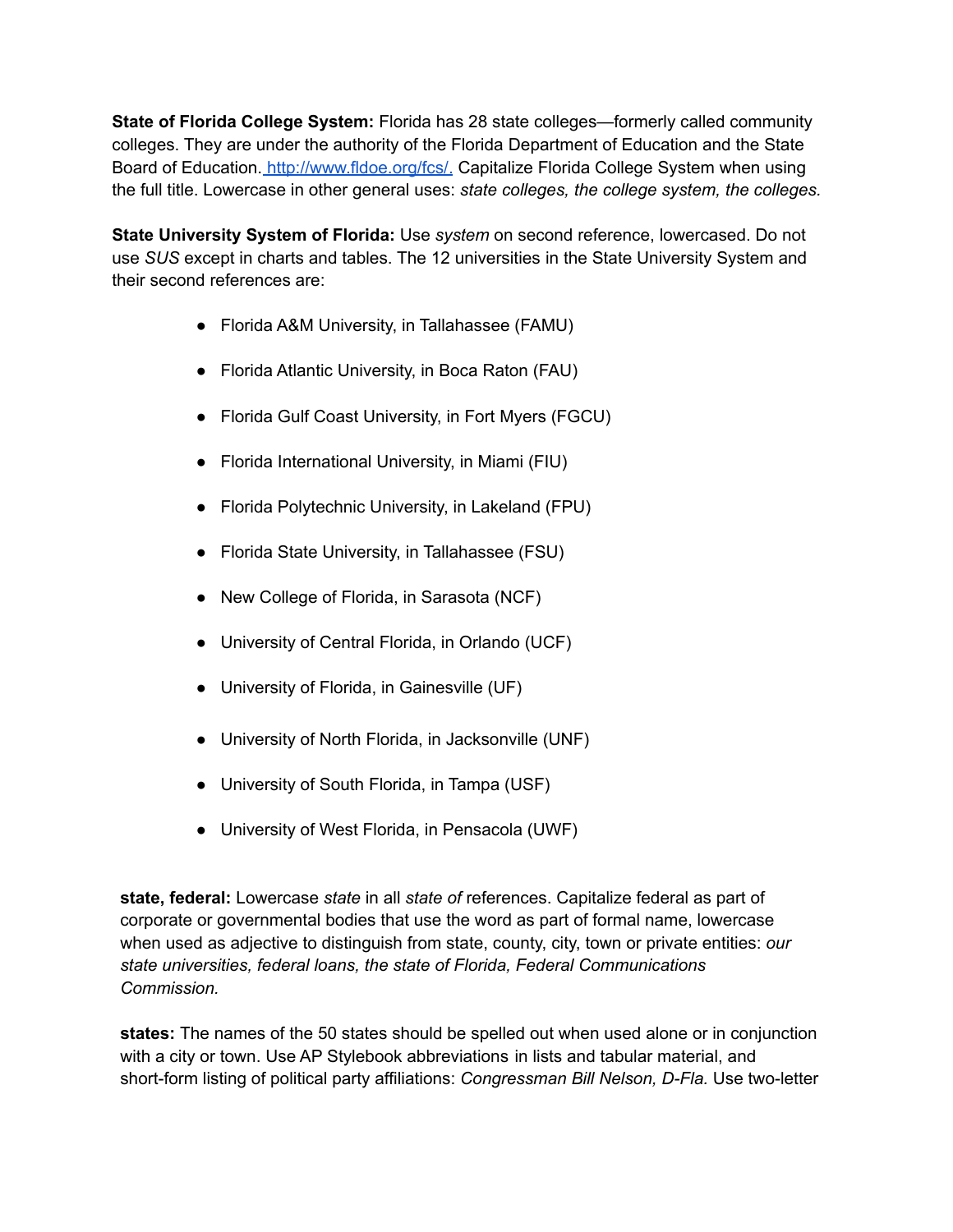**State of Florida College System:** Florida has 28 state colleges—formerly called community colleges. They are under the authority of the Florida Department of Education and the State Board of Education. [http://www.fldoe.org/fcs/.](http://www.fldoe.org/fcs/) Capitalize Florida College System when using the full title. Lowercase in other general uses: *state colleges, the college system, the colleges.*

**State University System of Florida:** Use *system* on second reference, lowercased. Do not use *SUS* except in charts and tables. The 12 universities in the State University System and their second references are:

- Florida A&M University, in Tallahassee (FAMU)
- Florida Atlantic University, in Boca Raton (FAU)
- Florida Gulf Coast University, in Fort Myers (FGCU)
- Florida International University, in Miami (FIU)
- Florida Polytechnic University, in Lakeland (FPU)
- Florida State University, in Tallahassee (FSU)
- New College of Florida, in Sarasota (NCF)
- University of Central Florida, in Orlando (UCF)
- University of Florida, in Gainesville (UF)
- University of North Florida, in Jacksonville (UNF)
- University of South Florida, in Tampa (USF)
- University of West Florida, in Pensacola (UWF)

**state, federal:** Lowercase *state* in all *state of* references. Capitalize federal as part of corporate or governmental bodies that use the word as part of formal name, lowercase when used as adjective to distinguish from state, county, city, town or private entities: *our state universities, federal loans, the state of Florida, Federal Communications Commission.*

**states:** The names of the 50 states should be spelled out when used alone or in conjunction with a city or town. Use AP Stylebook abbreviations in lists and tabular material, and short-form listing of political party affiliations: *Congressman Bill Nelson, D-Fla.* Use two-letter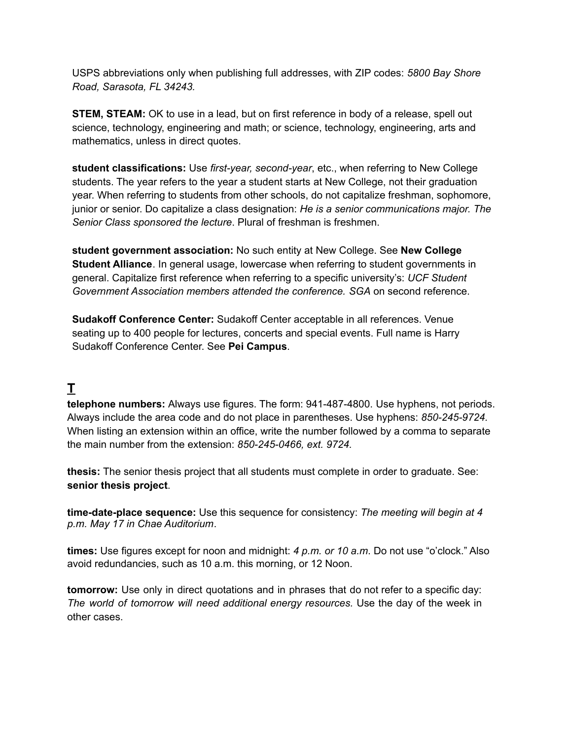USPS abbreviations only when publishing full addresses, with ZIP codes: *5800 Bay Shore Road, Sarasota, FL 34243.*

**STEM, STEAM:** OK to use in a lead, but on first reference in body of a release, spell out science, technology, engineering and math; or science, technology, engineering, arts and mathematics, unless in direct quotes.

**student classifications:** Use *first-year, second-year*, etc., when referring to New College students. The year refers to the year a student starts at New College, not their graduation year. When referring to students from other schools, do not capitalize freshman, sophomore, junior or senior. Do capitalize a class designation: *He is a senior communications major. The Senior Class sponsored the lecture*. Plural of freshman is freshmen.

**student government association:** No such entity at New College. See **New College Student Alliance**. In general usage, lowercase when referring to student governments in general. Capitalize first reference when referring to a specific university's: *UCF Student Government Association members attended the conference. SGA* on second reference.

**Sudakoff Conference Center:** Sudakoff Center acceptable in all references. Venue seating up to 400 people for lectures, concerts and special events. Full name is Harry Sudakoff Conference Center. See **Pei Campus**.

## T

**telephone numbers:** Always use figures. The form: 941-487-4800. Use hyphens, not periods. Always include the area code and do not place in parentheses. Use hyphens: *850-245-9724.* When listing an extension within an office, write the number followed by a comma to separate the main number from the extension: *850-245-0466, ext. 9724.*

**thesis:** The senior thesis project that all students must complete in order to graduate. See: **senior thesis project**.

**time-date-place sequence:** Use this sequence for consistency: *The meeting will begin at 4 p.m. May 17 in Chae Auditorium*.

**times:** Use figures except for noon and midnight: *4 p.m. or 10 a.m*. Do not use "o'clock." Also avoid redundancies, such as 10 a.m. this morning, or 12 Noon.

**tomorrow:** Use only in direct quotations and in phrases that do not refer to a specific day: *The world of tomorrow will need additional energy resources.* Use the day of the week in other cases.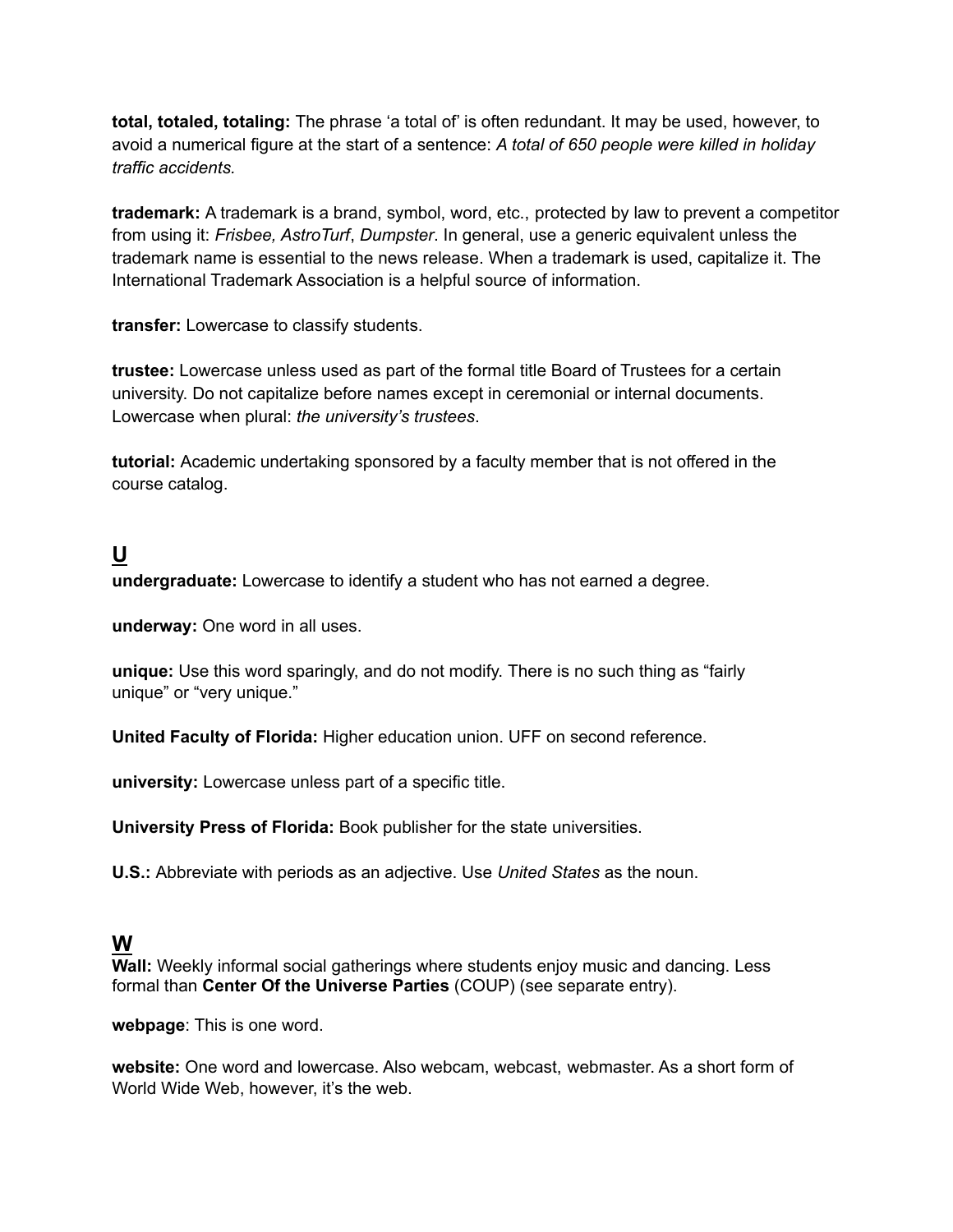**total, totaled, totaling:** The phrase ‘a total of’ is often redundant. It may be used, however, to avoid a numerical figure at the start of a sentence: *A total of 650 people were killed in holiday traffic accidents.*

**trademark:** A trademark is a brand, symbol, word, etc., protected by law to prevent a competitor from using it: *Frisbee, AstroTurf*, *Dumpster*. In general, use a generic equivalent unless the trademark name is essential to the news release. When a trademark is used, capitalize it. The International Trademark Association is a helpful source of information.

**transfer:** Lowercase to classify students.

**trustee:** Lowercase unless used as part of the formal title Board of Trustees for a certain university. Do not capitalize before names except in ceremonial or internal documents. Lowercase when plural: *the university’s trustees*.

**tutorial:** Academic undertaking sponsored by a faculty member that is not offered in the course catalog.

## U

**undergraduate:** Lowercase to identify a student who has not earned a degree.

**underway:** One word in all uses.

**unique:** Use this word sparingly, and do not modify. There is no such thing as “fairly unique” or “very unique.”

**United Faculty of Florida:** Higher education union. UFF on second reference.

**university:** Lowercase unless part of a specific title.

**University Press of Florida:** Book publisher for the state universities.

**U.S.:** Abbreviate with periods as an adjective. Use *United States* as the noun.

## W

**Wall:** Weekly informal social gatherings where students enjoy music and dancing. Less formal than **Center Of the Universe Parties** (COUP) (see separate entry).

**webpage**: This is one word.

**website:** One word and lowercase. Also webcam, webcast, webmaster. As a short form of World Wide Web, however, it’s the web.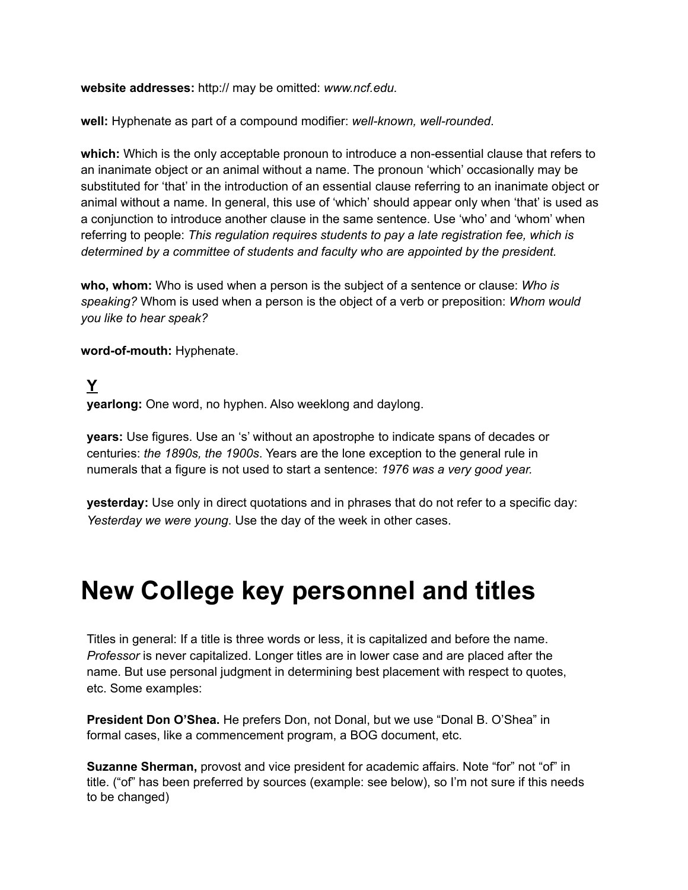**website addresses:** http:// may be omitted: *www.ncf.edu*.

**well:** Hyphenate as part of a compound modifier: *well-known, well-rounded*.

**which:** Which is the only acceptable pronoun to introduce a non-essential clause that refers to an inanimate object or an animal without a name. The pronoun 'which' occasionally may be substituted for 'that' in the introduction of an essential clause referring to an inanimate object or animal without a name. In general, this use of 'which' should appear only when 'that' is used as a conjunction to introduce another clause in the same sentence. Use 'who' and 'whom' when referring to people: *This regulation requires students to pay a late registration fee, which is determined by a committee of students and faculty who are appointed by the president.*

**who, whom:** Who is used when a person is the subject of a sentence or clause: *Who is speaking?* Whom is used when a person is the object of a verb or preposition: *Whom would you like to hear speak?*

**word-of-mouth:** Hyphenate.

## Y

**yearlong:** One word, no hyphen. Also weeklong and daylong.

**years:** Use figures. Use an 's' without an apostrophe to indicate spans of decades or centuries: *the 1890s, the 1900s*. Years are the lone exception to the general rule in numerals that a figure is not used to start a sentence: *1976 was a very good year.*

**yesterday:** Use only in direct quotations and in phrases that do not refer to a specific day: *Yesterday we were young*. Use the day of the week in other cases.

# New College key personnel and titles

Titles in general: If a title is three words or less, it is capitalized and before the name. *Professor* is never capitalized. Longer titles are in lower case and are placed after the name. But use personal judgment in determining best placement with respect to quotes, etc. Some examples:

**President Don O'Shea.** He prefers Don, not Donal, but we use "Donal B. O'Shea" in formal cases, like a commencement program, a BOG document, etc.

**Suzanne Sherman,** provost and vice president for academic affairs. Note "for" not "of" in title. ("of" has been preferred by sources (example: see below), so I'm not sure if this needs to be changed)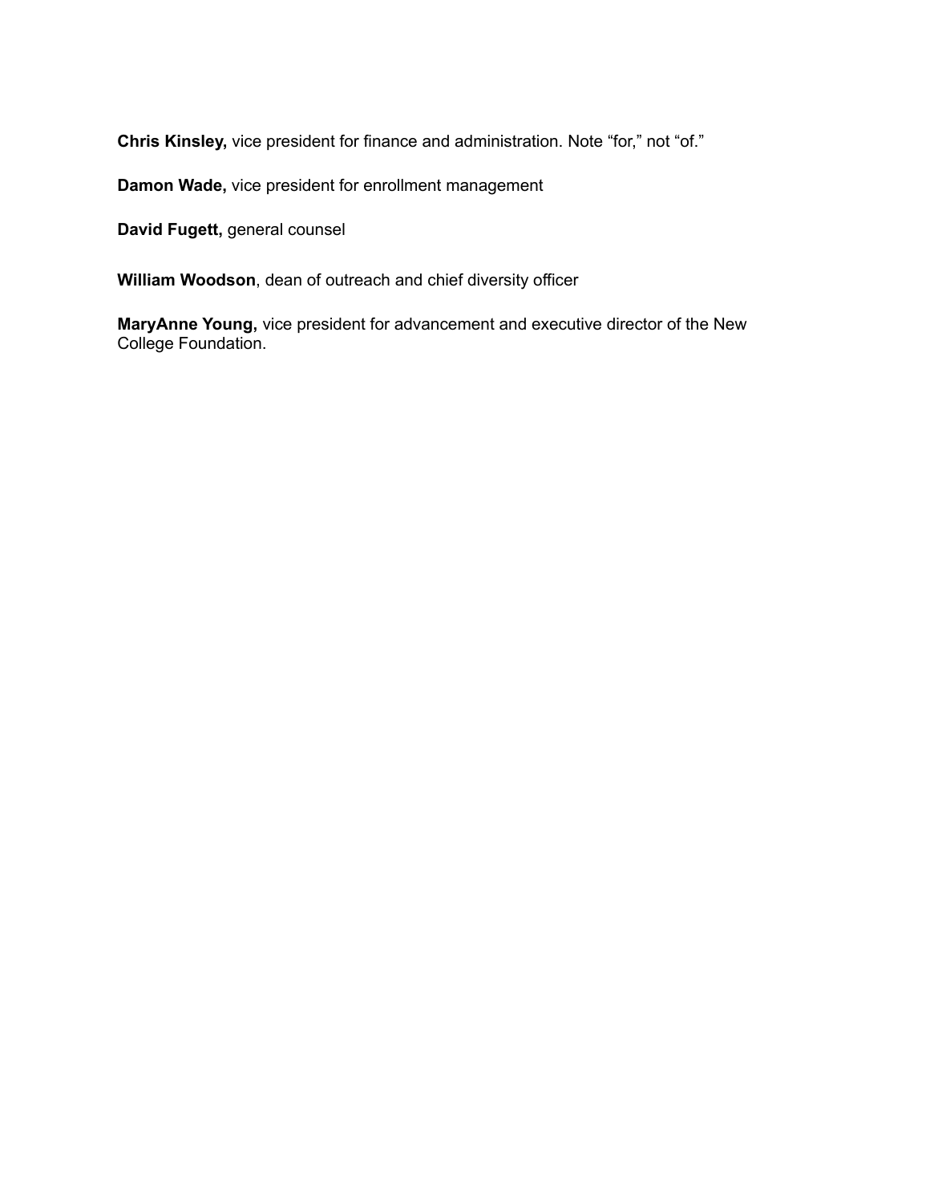**Chris Kinsley,** vice president for finance and administration. Note “for,” not “of.”

**Damon Wade,** vice president for enrollment management

**David Fugett,** general counsel

**William Woodson**, dean of outreach and chief diversity officer

**MaryAnne Young,** vice president for advancement and executive director of the New College Foundation.